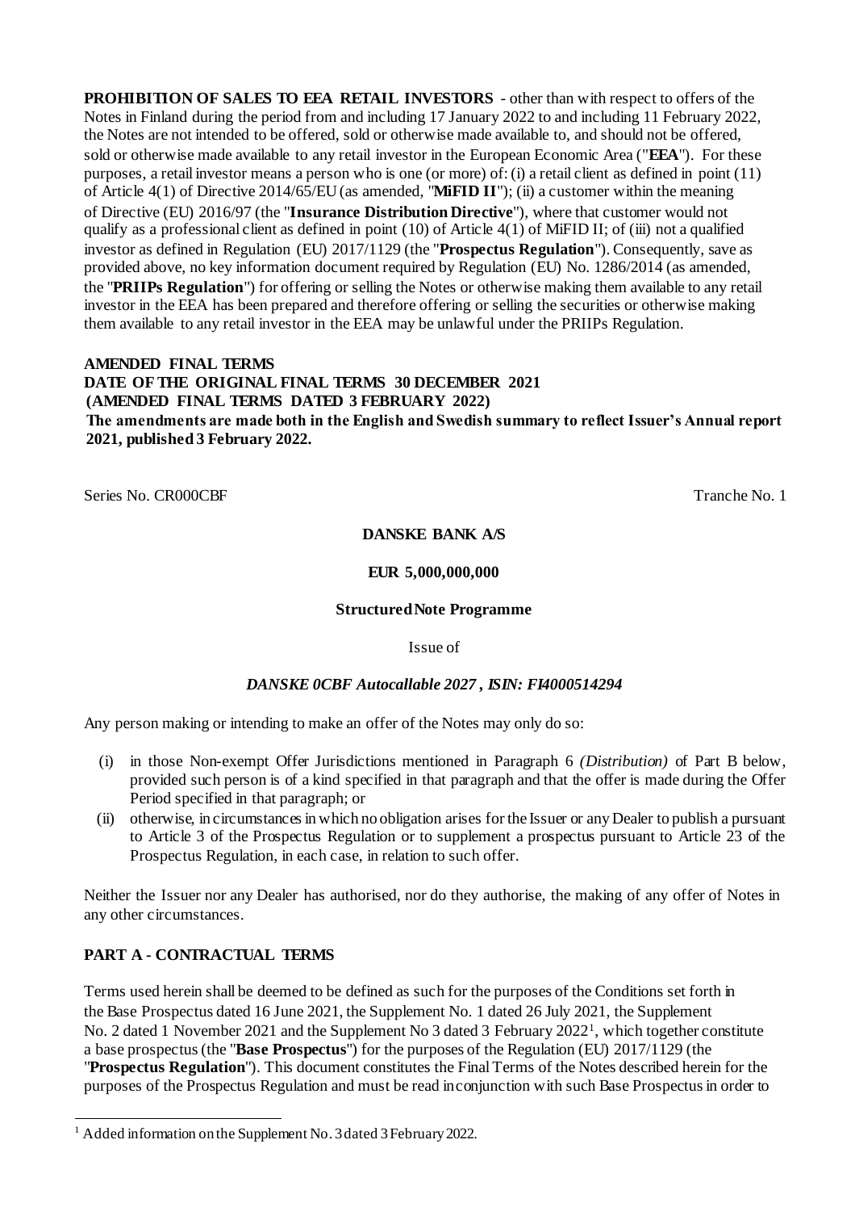**PROHIBITION OF SALES TO EEA RETAIL INVESTORS** - other than with respect to offers of the Notes in Finland during the period from and including 17 January 2022 to and including 11 February 2022, the Notes are not intended to be offered, sold or otherwise made available to, and should not be offered, sold or otherwise made available to any retail investor in the European Economic Area ("**EEA**"). For these purposes, a retail investor means a person who is one (or more) of: (i) a retail client as defined in point (11) of Article 4(1) of Directive 2014/65/EU (as amended, "**MiFID II**"); (ii) a customer within the meaning of Directive (EU) 2016/97 (the "**Insurance Distribution Directive**"), where that customer would not qualify as a professional client as defined in point (10) of Article 4(1) of MiFID II; of (iii) not a qualified investor as defined in Regulation (EU) 2017/1129 (the "**Prospectus Regulation**"). Consequently, save as provided above, no key information document required by Regulation (EU) No. 1286/2014 (as amended, the "**PRIIPs Regulation**") for offering or selling the Notes or otherwise making them available to any retail investor in the EEA has been prepared and therefore offering or selling the securities or otherwise making them available to any retail investor in the EEA may be unlawful under the PRIIPs Regulation.

**AMENDED FINAL TERMS**
**DATE OF THE ORIGINAL FINAL TERMS 30 DECEMBER 2021**
**(AMENDED FINAL TERMS DATED 3 FEBRUARY 2022)**
**The amendments are made both in the English and Swedish summary to reflect Issuer's Annual report 2021, published 3 February 2022.**

Series No. CR000CBF Tranche No. 1

**DANSKE BANK A/S**

**EUR 5,000,000,000**

**Structured Note Programme**

Issue of

***DANSKE 0CBF Autocallable 2027 , ISIN: FI4000514294***

Any person making or intending to make an offer of the Notes may only do so:

(i) in those Non-exempt Offer Jurisdictions mentioned in Paragraph 6 *(Distribution)* of Part B below, provided such person is of a kind specified in that paragraph and that the offer is made during the Offer Period specified in that paragraph; or

(ii) otherwise, in circumstances in which no obligation arises for the Issuer or any Dealer to publish a pursuant to Article 3 of the Prospectus Regulation or to supplement a prospectus pursuant to Article 23 of the Prospectus Regulation, in each case, in relation to such offer.

Neither the Issuer nor any Dealer has authorised, nor do they authorise, the making of any offer of Notes in any other circumstances.

## PART A - CONTRACTUAL TERMS

Terms used herein shall be deemed to be defined as such for the purposes of the Conditions set forth in the Base Prospectus dated 16 June 2021, the Supplement No. 1 dated 26 July 2021, the Supplement No. 2 dated 1 November 2021 and the Supplement No 3 dated 3 February 2022[1], which together constitute a base prospectus (the "**Base Prospectus**") for the purposes of the Regulation (EU) 2017/1129 (the "**Prospectus Regulation**"). This document constitutes the Final Terms of the Notes described herein for the purposes of the Prospectus Regulation and must be read in conjunction with such Base Prospectus in order to

[1] Added information on the Supplement No. 3 dated 3 February 2022.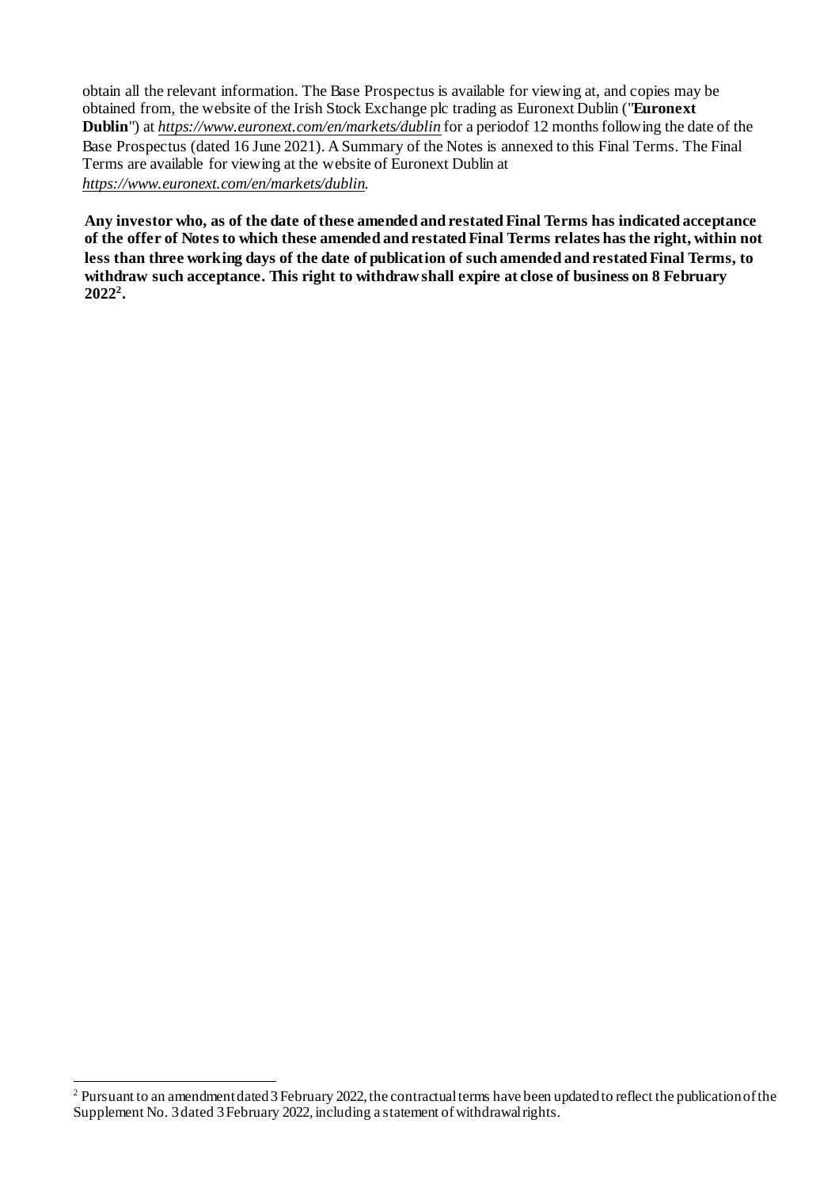obtain all the relevant information. The Base Prospectus is available for viewing at, and copies may be obtained from, the website of the Irish Stock Exchange plc trading as Euronext Dublin ("**Euronext Dublin**") at *https://www.euronext.com/en/markets/dublin* for a periodof 12 months following the date of the Base Prospectus (dated 16 June 2021). A Summary of the Notes is annexed to this Final Terms. The Final Terms are available for viewing at the website of Euronext Dublin at *https://www.euronext.com/en/markets/dublin*.

**Any investor who, as of the date of these amended and restated Final Terms has indicated acceptance of the offer of Notes to which these amended and restated Final Terms relates has the right, within not less than three working days of the date of publication of such amended and restated Final Terms, to withdraw such acceptance. This right to withdraw shall expire at close of business on 8 February 2022[2].**

[2] Pursuant to an amendment dated 3 February 2022, the contractual terms have been updated to reflect the publication of the Supplement No. 3 dated 3 February 2022, including a statement of withdrawal rights.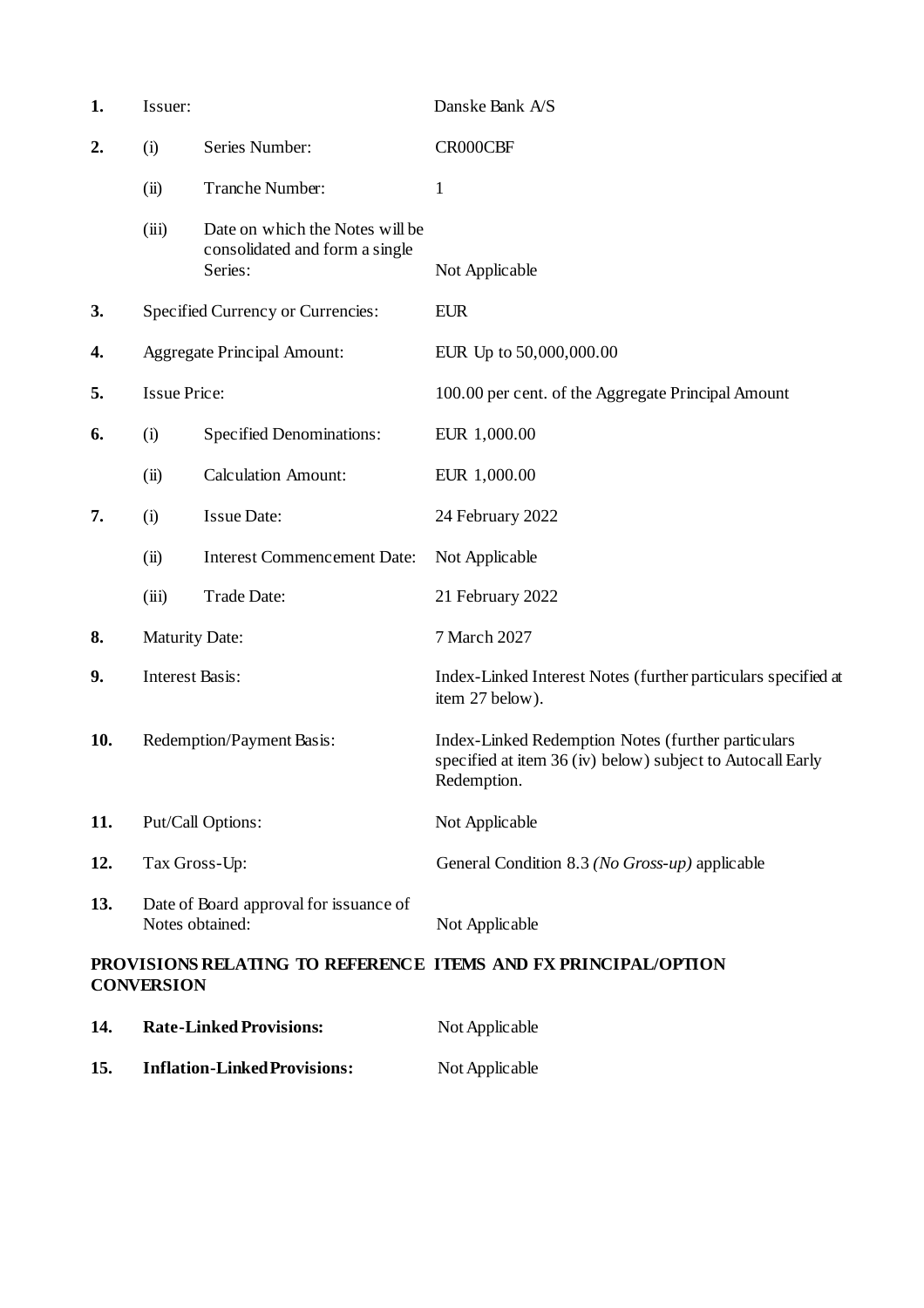| | | | |
|---|---|---|---|
| **1.** | Issuer: | | Danske Bank A/S |
| **2.** | (i) | Series Number: | CR000CBF |
| | (ii) | Tranche Number: | 1 |
| | (iii) | Date on which the Notes will be consolidated and form a single Series: | Not Applicable |
| **3.** | Specified Currency or Currencies: | | EUR |
| **4.** | Aggregate Principal Amount: | | EUR Up to 50,000,000.00 |
| **5.** | Issue Price: | | 100.00 per cent. of the Aggregate Principal Amount |
| **6.** | (i) | Specified Denominations: | EUR 1,000.00 |
| | (ii) | Calculation Amount: | EUR 1,000.00 |
| **7.** | (i) | Issue Date: | 24 February 2022 |
| | (ii) | Interest Commencement Date: | Not Applicable |
| | (iii) | Trade Date: | 21 February 2022 |
| **8.** | Maturity Date: | | 7 March 2027 |
| **9.** | Interest Basis: | | Index-Linked Interest Notes (further particulars specified at item 27 below). |
| **10.** | Redemption/Payment Basis: | | Index-Linked Redemption Notes (further particulars specified at item 36 (iv) below) subject to Autocall Early Redemption. |
| **11.** | Put/Call Options: | | Not Applicable |
| **12.** | Tax Gross-Up: | | General Condition 8.3 *(No Gross-up)* applicable |
| **13.** | Date of Board approval for issuance of Notes obtained: | | Not Applicable |

**PROVISIONS RELATING TO REFERENCE ITEMS AND FX PRINCIPAL/OPTION CONVERSION**

| | | |
|---|---|---|
| **14.** | **Rate-Linked Provisions:** | Not Applicable |
| **15.** | **Inflation-Linked Provisions:** | Not Applicable |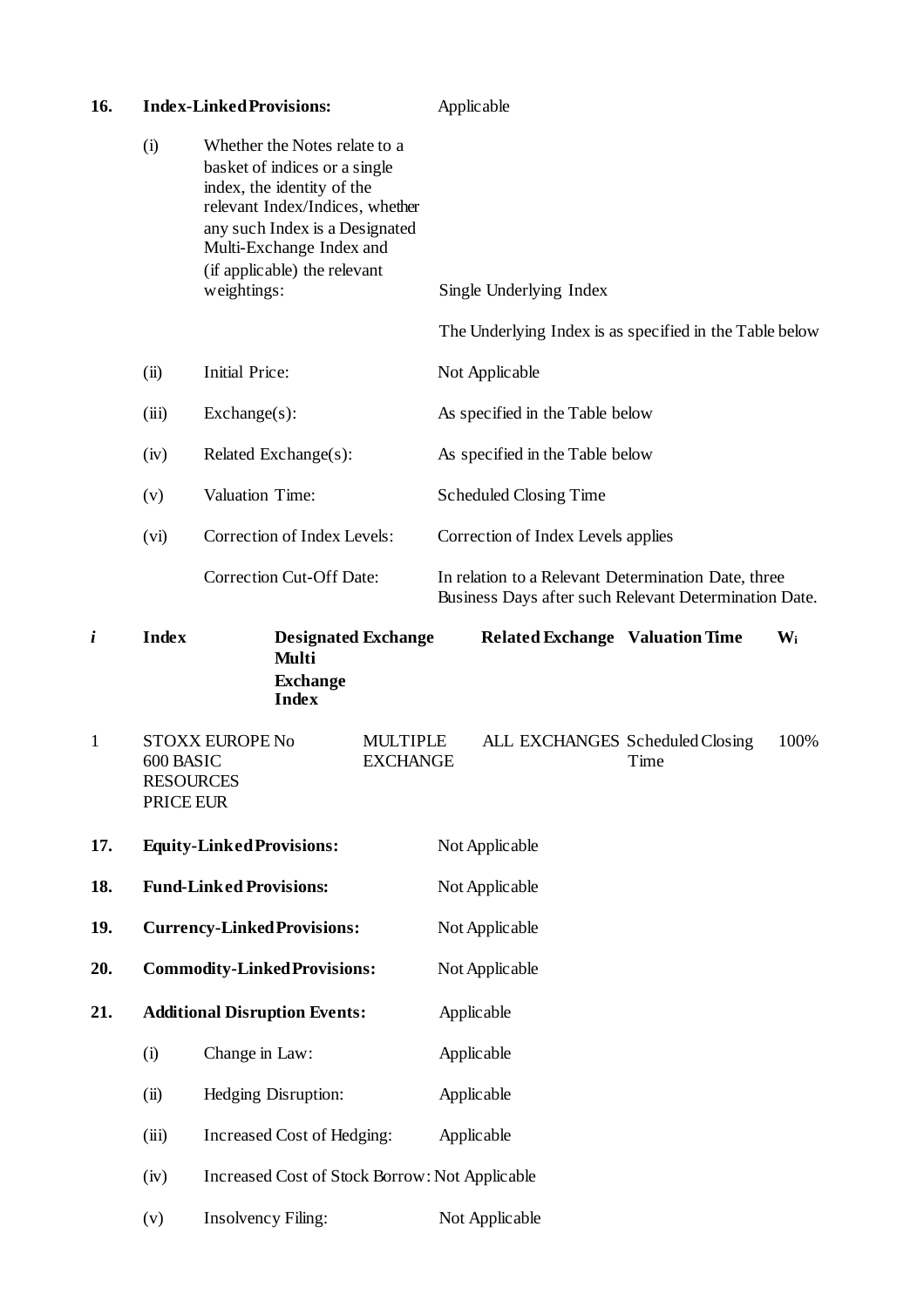**16. Index-Linked Provisions:** Applicable

(i) Whether the Notes relate to a basket of indices or a single index, the identity of the relevant Index/Indices, whether any such Index is a Designated Multi-Exchange Index and (if applicable) the relevant weightings: Single Underlying Index

The Underlying Index is as specified in the Table below

(ii) Initial Price: Not Applicable

(iii) Exchange(s): As specified in the Table below

(iv) Related Exchange(s): As specified in the Table below

(v) Valuation Time: Scheduled Closing Time

(vi) Correction of Index Levels: Correction of Index Levels applies

Correction Cut-Off Date: In relation to a Relevant Determination Date, three Business Days after such Relevant Determination Date.

| *i* | Index | Designated Multi Exchange Index | Exchange | Related Exchange | Valuation Time | $W_i$ |
|---|---|---|---|---|---|---|
| 1 | STOXX EUROPE 600 BASIC RESOURCES PRICE EUR | No | MULTIPLE EXCHANGE | ALL EXCHANGES | Scheduled Closing Time | 100% |

**17. Equity-Linked Provisions:** Not Applicable

**18. Fund-Linked Provisions:** Not Applicable

**19. Currency-Linked Provisions:** Not Applicable

**20. Commodity-Linked Provisions:** Not Applicable

**21. Additional Disruption Events:** Applicable

(i) Change in Law: Applicable

(ii) Hedging Disruption: Applicable

(iii) Increased Cost of Hedging: Applicable

(iv) Increased Cost of Stock Borrow: Not Applicable

(v) Insolvency Filing: Not Applicable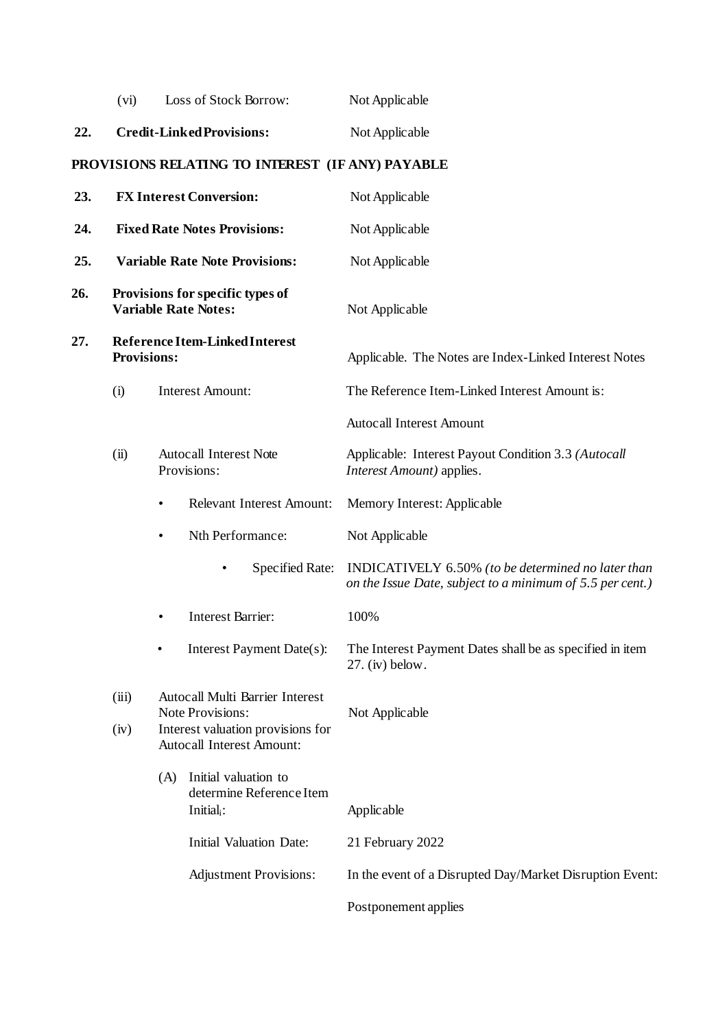| | | | |
|---|---|---|---|
| | (vi) | Loss of Stock Borrow: | Not Applicable |
| **22.** | **Credit-Linked Provisions:** | | Not Applicable |

**PROVISIONS RELATING TO INTEREST (IF ANY) PAYABLE**

| | | | |
|---|---|---|---|
| **23.** | **FX Interest Conversion:** | | Not Applicable |
| **24.** | **Fixed Rate Notes Provisions:** | | Not Applicable |
| **25.** | **Variable Rate Note Provisions:** | | Not Applicable |
| **26.** | **Provisions for specific types of Variable Rate Notes:** | | Not Applicable |
| **27.** | **Reference Item-Linked Interest Provisions:** | | Applicable. The Notes are Index-Linked Interest Notes |
| | (i) | Interest Amount: | The Reference Item-Linked Interest Amount is: |
| | | | Autocall Interest Amount |
| | (ii) | Autocall Interest Note Provisions: | Applicable: Interest Payout Condition 3.3 *(Autocall Interest Amount)* applies. |
| | | • Relevant Interest Amount: | Memory Interest: Applicable |
| | | • Nth Performance: | Not Applicable |
| | | • Specified Rate: | INDICATIVELY 6.50% *(to be determined no later than on the Issue Date, subject to a minimum of 5.5 per cent.)* |
| | | • Interest Barrier: | 100% |
| | | • Interest Payment Date(s): | The Interest Payment Dates shall be as specified in item 27. (iv) below. |
| | (iii) | Autocall Multi Barrier Interest Note Provisions: | Not Applicable |
| | (iv) | Interest valuation provisions for Autocall Interest Amount: | |
| | | (A) Initial valuation to determine Reference Item $\text{Initial}_i$: | Applicable |
| | | Initial Valuation Date: | 21 February 2022 |
| | | Adjustment Provisions: | In the event of a Disrupted Day/Market Disruption Event: |
| | | | Postponement applies |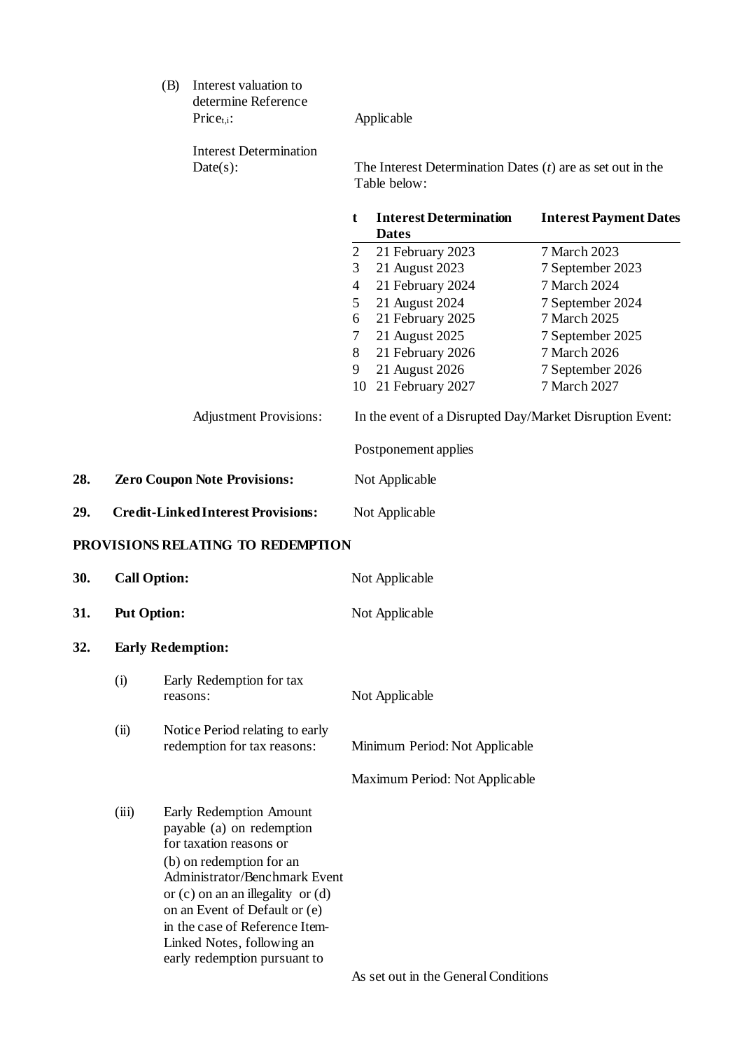(B) Interest valuation to determine Reference $Price_{t,i}$: Applicable

Interest Determination Date(s): The Interest Determination Dates ($t$) are as set out in the Table below:

| t | Interest Determination Dates | Interest Payment Dates |
|---|---|---|
| 2 | 21 February 2023 | 7 March 2023 |
| 3 | 21 August 2023 | 7 September 2023 |
| 4 | 21 February 2024 | 7 March 2024 |
| 5 | 21 August 2024 | 7 September 2024 |
| 6 | 21 February 2025 | 7 March 2025 |
| 7 | 21 August 2025 | 7 September 2025 |
| 8 | 21 February 2026 | 7 March 2026 |
| 9 | 21 August 2026 | 7 September 2026 |
| 10 | 21 February 2027 | 7 March 2027 |

Adjustment Provisions: In the event of a Disrupted Day/Market Disruption Event:

Postponement applies

**28. Zero Coupon Note Provisions:** Not Applicable

**29. Credit-Linked Interest Provisions:** Not Applicable

**PROVISIONS RELATING TO REDEMPTION**

**30. Call Option:** Not Applicable

**31. Put Option:** Not Applicable

**32. Early Redemption:**

(i) Early Redemption for tax reasons: Not Applicable

(ii) Notice Period relating to early redemption for tax reasons: Minimum Period: Not Applicable

Maximum Period: Not Applicable

(iii) Early Redemption Amount payable (a) on redemption for taxation reasons or (b) on redemption for an Administrator/Benchmark Event or (c) on an an illegality or (d) on an Event of Default or (e) in the case of Reference Item-Linked Notes, following an early redemption pursuant to As set out in the General Conditions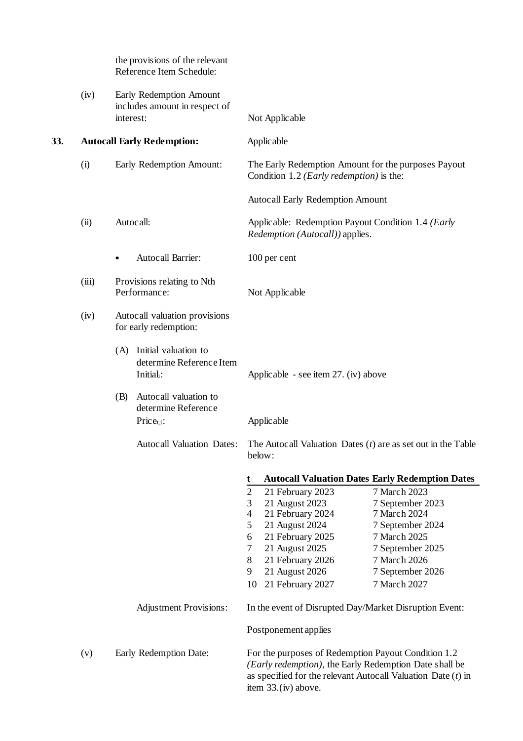the provisions of the relevant Reference Item Schedule:

(iv) Early Redemption Amount includes amount in respect of interest: Not Applicable

**33. Autocall Early Redemption:** Applicable

(i) Early Redemption Amount: The Early Redemption Amount for the purposes Payout Condition 1.2 *(Early redemption)* is the:

Autocall Early Redemption Amount

(ii) Autocall: Applicable: Redemption Payout Condition 1.4 *(Early Redemption (Autocall))* applies.

- Autocall Barrier: 100 per cent

(iii) Provisions relating to Nth Performance: Not Applicable

(iv) Autocall valuation provisions for early redemption:

(A) Initial valuation to determine Reference Item $\text{Initial}_i$: Applicable - see item 27. (iv) above

(B) Autocall valuation to determine Reference $\text{Price}_{t,i}$: Applicable

Autocall Valuation Dates: The Autocall Valuation Dates ($t$) are as set out in the Table below:

| t | Autocall Valuation Dates | Early Redemption Dates |
|---|---|---|
| 2 | 21 February 2023 | 7 March 2023 |
| 3 | 21 August 2023 | 7 September 2023 |
| 4 | 21 February 2024 | 7 March 2024 |
| 5 | 21 August 2024 | 7 September 2024 |
| 6 | 21 February 2025 | 7 March 2025 |
| 7 | 21 August 2025 | 7 September 2025 |
| 8 | 21 February 2026 | 7 March 2026 |
| 9 | 21 August 2026 | 7 September 2026 |
| 10 | 21 February 2027 | 7 March 2027 |

Adjustment Provisions: In the event of Disrupted Day/Market Disruption Event:

Postponement applies

(v) Early Redemption Date: For the purposes of Redemption Payout Condition 1.2 *(Early redemption)*, the Early Redemption Date shall be as specified for the relevant Autocall Valuation Date ($t$) in item 33.(iv) above.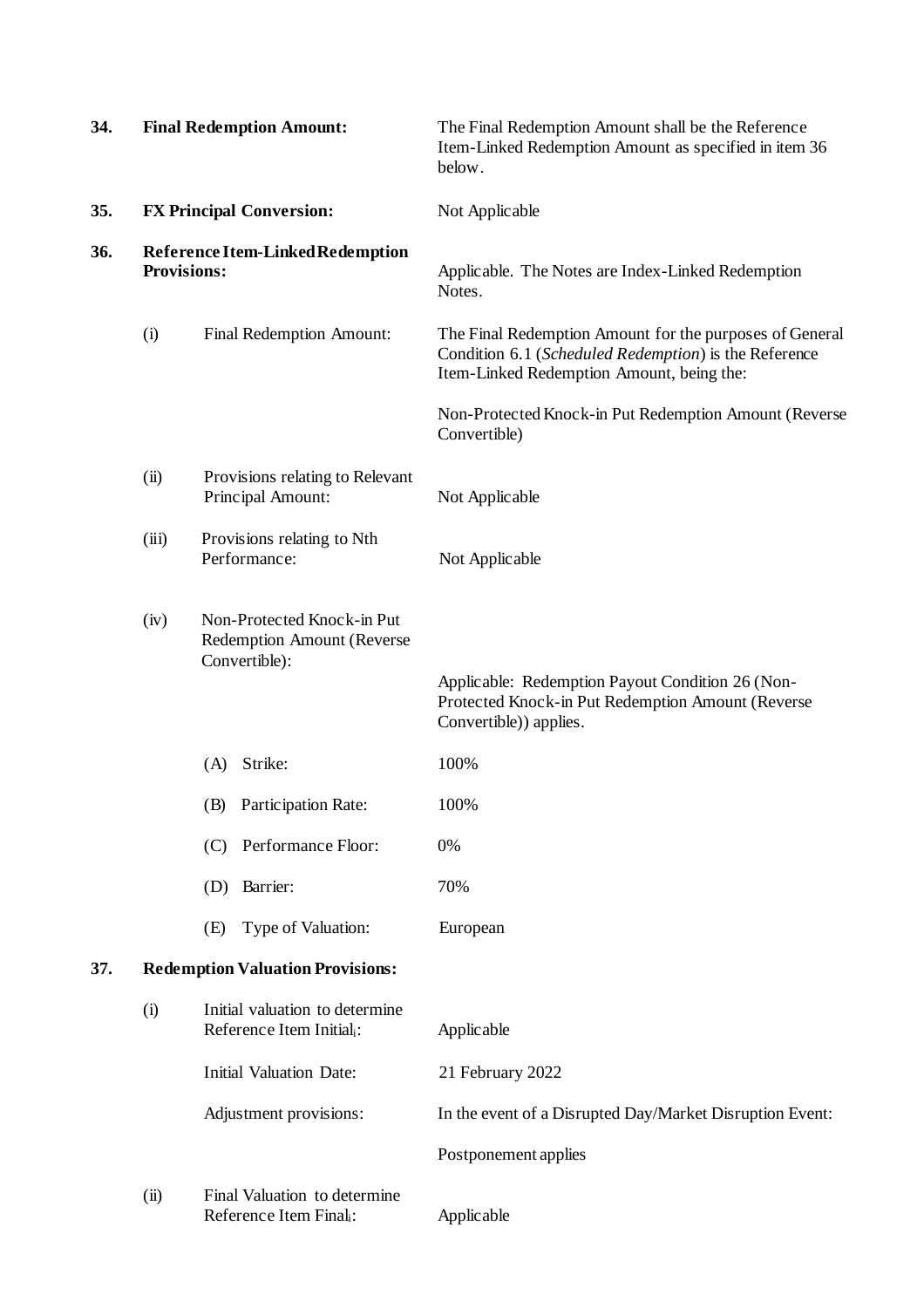| | | | |
|---|---|---|---|
| **34.** | **Final Redemption Amount:** | | The Final Redemption Amount shall be the Reference Item-Linked Redemption Amount as specified in item 36 below. |
| **35.** | **FX Principal Conversion:** | | Not Applicable |
| **36.** | **Reference Item-Linked Redemption Provisions:** | | Applicable. The Notes are Index-Linked Redemption Notes. |
| | (i) | Final Redemption Amount: | The Final Redemption Amount for the purposes of General Condition 6.1 (*Scheduled Redemption*) is the Reference Item-Linked Redemption Amount, being the:<br><br>Non-Protected Knock-in Put Redemption Amount (Reverse Convertible) |
| | (ii) | Provisions relating to Relevant Principal Amount: | Not Applicable |
| | (iii) | Provisions relating to Nth Performance: | Not Applicable |
| | (iv) | Non-Protected Knock-in Put Redemption Amount (Reverse Convertible): | Applicable: Redemption Payout Condition 26 (Non-Protected Knock-in Put Redemption Amount (Reverse Convertible)) applies. |
| | | (A) Strike: | 100% |
| | | (B) Participation Rate: | 100% |
| | | (C) Performance Floor: | 0% |
| | | (D) Barrier: | 70% |
| | | (E) Type of Valuation: | European |
| **37.** | **Redemption Valuation Provisions:** | | |
| | (i) | Initial valuation to determine Reference Item $Initial_i$: | Applicable |
| | | Initial Valuation Date: | 21 February 2022 |
| | | Adjustment provisions: | In the event of a Disrupted Day/Market Disruption Event:<br><br>Postponement applies |
| | (ii) | Final Valuation to determine Reference Item $Final_i$: | Applicable |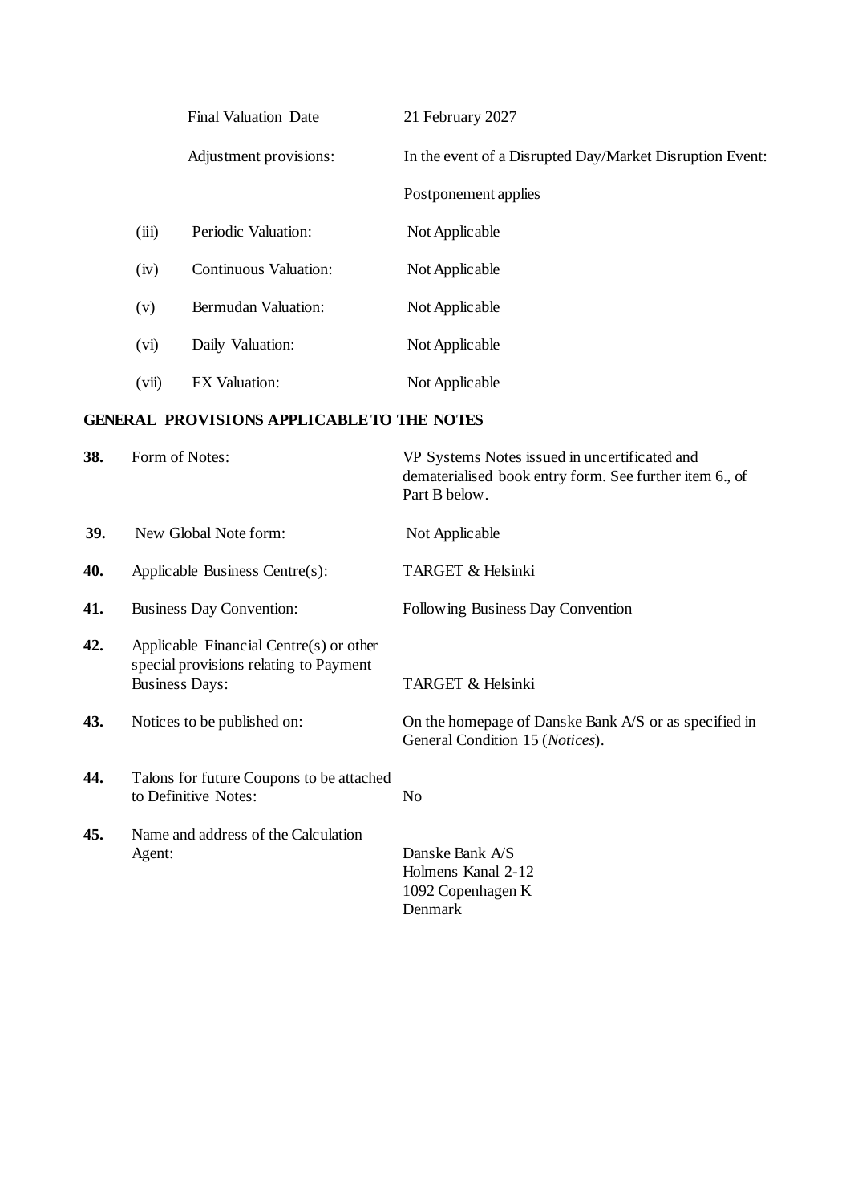| | | |
|---|---|---|
| | Final Valuation Date | 21 February 2027 |
| | Adjustment provisions: | In the event of a Disrupted Day/Market Disruption Event: |
| | | Postponement applies |
| (iii) | Periodic Valuation: | Not Applicable |
| (iv) | Continuous Valuation: | Not Applicable |
| (v) | Bermudan Valuation: | Not Applicable |
| (vi) | Daily Valuation: | Not Applicable |
| (vii) | FX Valuation: | Not Applicable |

## GENERAL PROVISIONS APPLICABLE TO THE NOTES

| | | |
|---|---|---|
| **38.** | Form of Notes: | VP Systems Notes issued in uncertificated and dematerialised book entry form. See further item 6., of Part B below. |
| **39.** | New Global Note form: | Not Applicable |
| **40.** | Applicable Business Centre(s): | TARGET & Helsinki |
| **41.** | Business Day Convention: | Following Business Day Convention |
| **42.** | Applicable Financial Centre(s) or other special provisions relating to Payment Business Days: | TARGET & Helsinki |
| **43.** | Notices to be published on: | On the homepage of Danske Bank A/S or as specified in General Condition 15 (*Notices*). |
| **44.** | Talons for future Coupons to be attached to Definitive Notes: | No |
| **45.** | Name and address of the Calculation Agent: | Danske Bank A/S<br>Holmens Kanal 2-12<br>1092 Copenhagen K<br>Denmark |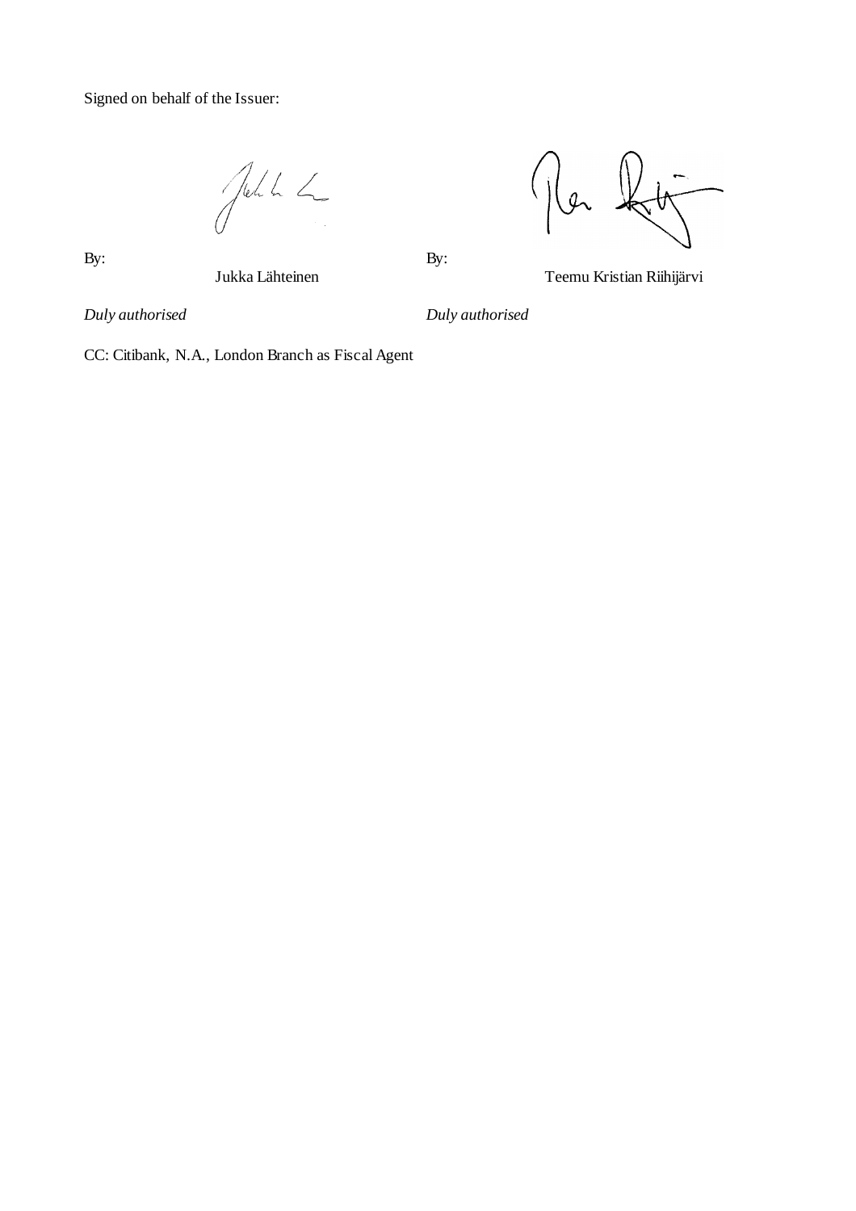Signed on behalf of the Issuer:

| | |
|---|---|
| By: | By: |
| Jukka Lähteinen | Teemu Kristian Riihijärvi |
| *Duly authorised* | *Duly authorised* |

CC: Citibank, N.A., London Branch as Fiscal Agent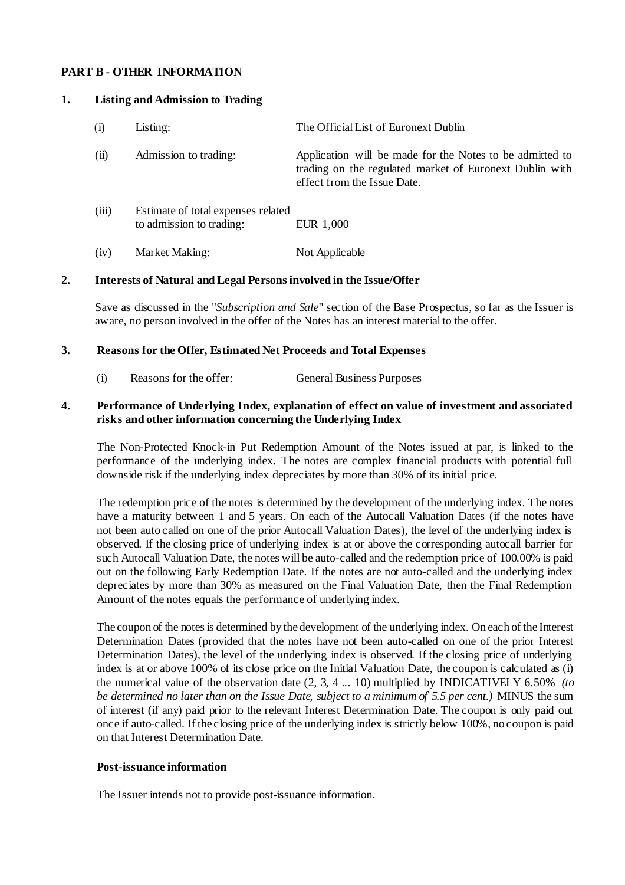## PART B - OTHER INFORMATION

### 1. Listing and Admission to Trading

| | | |
|---|---|---|
| (i) | Listing: | The Official List of Euronext Dublin |
| (ii) | Admission to trading: | Application will be made for the Notes to be admitted to trading on the regulated market of Euronext Dublin with effect from the Issue Date. |
| (iii) | Estimate of total expenses related to admission to trading: | EUR 1,000 |
| (iv) | Market Making: | Not Applicable |

### 2. Interests of Natural and Legal Persons involved in the Issue/Offer

Save as discussed in the "*Subscription and Sale*" section of the Base Prospectus, so far as the Issuer is aware, no person involved in the offer of the Notes has an interest material to the offer.

### 3. Reasons for the Offer, Estimated Net Proceeds and Total Expenses

| | | |
|---|---|---|
| (i) | Reasons for the offer: | General Business Purposes |

### 4. Performance of Underlying Index, explanation of effect on value of investment and associated risks and other information concerning the Underlying Index

The Non-Protected Knock-in Put Redemption Amount of the Notes issued at par, is linked to the performance of the underlying index. The notes are complex financial products with potential full downside risk if the underlying index depreciates by more than 30% of its initial price.

The redemption price of the notes is determined by the development of the underlying index. The notes have a maturity between 1 and 5 years. On each of the Autocall Valuation Dates (if the notes have not been auto called on one of the prior Autocall Valuation Dates), the level of the underlying index is observed. If the closing price of underlying index is at or above the corresponding autocall barrier for such Autocall Valuation Date, the notes will be auto-called and the redemption price of 100.00% is paid out on the following Early Redemption Date. If the notes are not auto-called and the underlying index depreciates by more than 30% as measured on the Final Valuation Date, then the Final Redemption Amount of the notes equals the performance of underlying index.

The coupon of the notes is determined by the development of the underlying index. On each of the Interest Determination Dates (provided that the notes have not been auto-called on one of the prior Interest Determination Dates), the level of the underlying index is observed. If the closing price of underlying index is at or above 100% of its close price on the Initial Valuation Date, the coupon is calculated as (i) the numerical value of the observation date (2, 3, 4 ... 10) multiplied by INDICATIVELY 6.50% *(to be determined no later than on the Issue Date, subject to a minimum of 5.5 per cent.)* MINUS the sum of interest (if any) paid prior to the relevant Interest Determination Date. The coupon is only paid out once if auto-called. If the closing price of the underlying index is strictly below 100%, no coupon is paid on that Interest Determination Date.

**Post-issuance information**

The Issuer intends not to provide post-issuance information.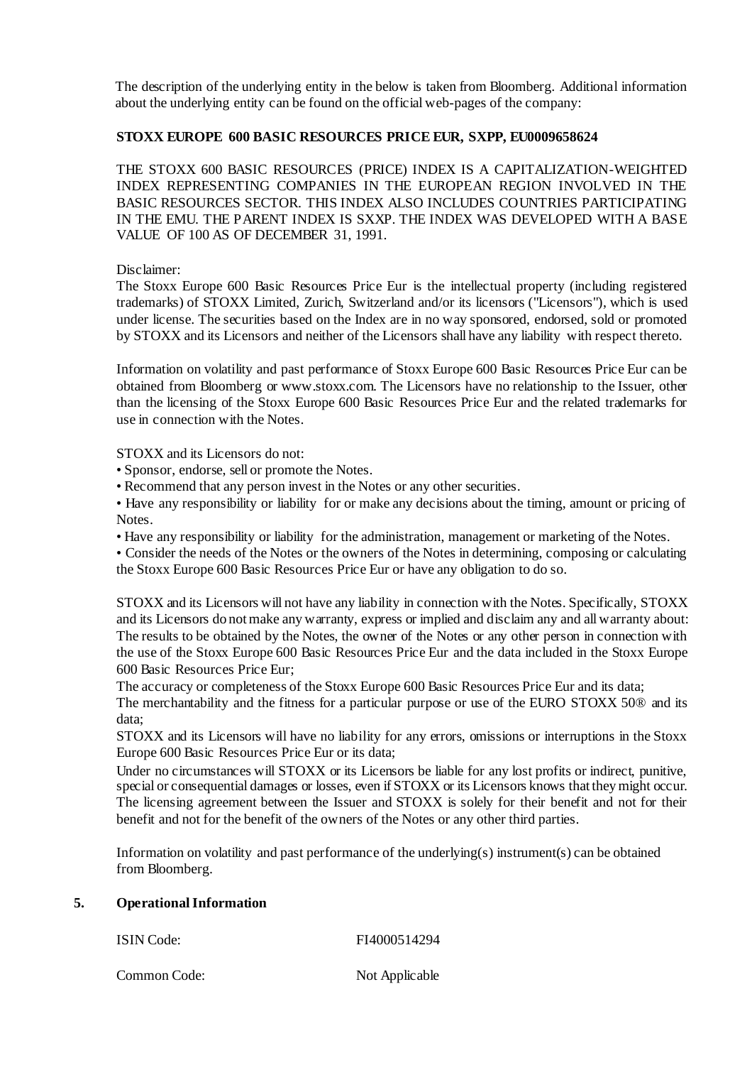The description of the underlying entity in the below is taken from Bloomberg. Additional information about the underlying entity can be found on the official web-pages of the company:

**STOXX EUROPE 600 BASIC RESOURCES PRICE EUR, SXPP, EU0009658624**

THE STOXX 600 BASIC RESOURCES (PRICE) INDEX IS A CAPITALIZATION-WEIGHTED INDEX REPRESENTING COMPANIES IN THE EUROPEAN REGION INVOLVED IN THE BASIC RESOURCES SECTOR. THIS INDEX ALSO INCLUDES COUNTRIES PARTICIPATING IN THE EMU. THE PARENT INDEX IS SXXP. THE INDEX WAS DEVELOPED WITH A BASE VALUE OF 100 AS OF DECEMBER 31, 1991.

Disclaimer:
The Stoxx Europe 600 Basic Resources Price Eur is the intellectual property (including registered trademarks) of STOXX Limited, Zurich, Switzerland and/or its licensors ("Licensors"), which is used under license. The securities based on the Index are in no way sponsored, endorsed, sold or promoted by STOXX and its Licensors and neither of the Licensors shall have any liability with respect thereto.

Information on volatility and past performance of Stoxx Europe 600 Basic Resources Price Eur can be obtained from Bloomberg or www.stoxx.com. The Licensors have no relationship to the Issuer, other than the licensing of the Stoxx Europe 600 Basic Resources Price Eur and the related trademarks for use in connection with the Notes.

STOXX and its Licensors do not:

- Sponsor, endorse, sell or promote the Notes.
- Recommend that any person invest in the Notes or any other securities.
- Have any responsibility or liability for or make any decisions about the timing, amount or pricing of Notes.
- Have any responsibility or liability for the administration, management or marketing of the Notes.
- Consider the needs of the Notes or the owners of the Notes in determining, composing or calculating the Stoxx Europe 600 Basic Resources Price Eur or have any obligation to do so.

STOXX and its Licensors will not have any liability in connection with the Notes. Specifically, STOXX and its Licensors do not make any warranty, express or implied and disclaim any and all warranty about:
The results to be obtained by the Notes, the owner of the Notes or any other person in connection with the use of the Stoxx Europe 600 Basic Resources Price Eur and the data included in the Stoxx Europe 600 Basic Resources Price Eur;
The accuracy or completeness of the Stoxx Europe 600 Basic Resources Price Eur and its data;
The merchantability and the fitness for a particular purpose or use of the EURO STOXX 50® and its data;
STOXX and its Licensors will have no liability for any errors, omissions or interruptions in the Stoxx Europe 600 Basic Resources Price Eur or its data;
Under no circumstances will STOXX or its Licensors be liable for any lost profits or indirect, punitive, special or consequential damages or losses, even if STOXX or its Licensors knows that they might occur.
The licensing agreement between the Issuer and STOXX is solely for their benefit and not for their benefit and not for the benefit of the owners of the Notes or any other third parties.

Information on volatility and past performance of the underlying(s) instrument(s) can be obtained from Bloomberg.

## 5. Operational Information

| | |
|---|---|
| ISIN Code: | FI4000514294 |
| Common Code: | Not Applicable |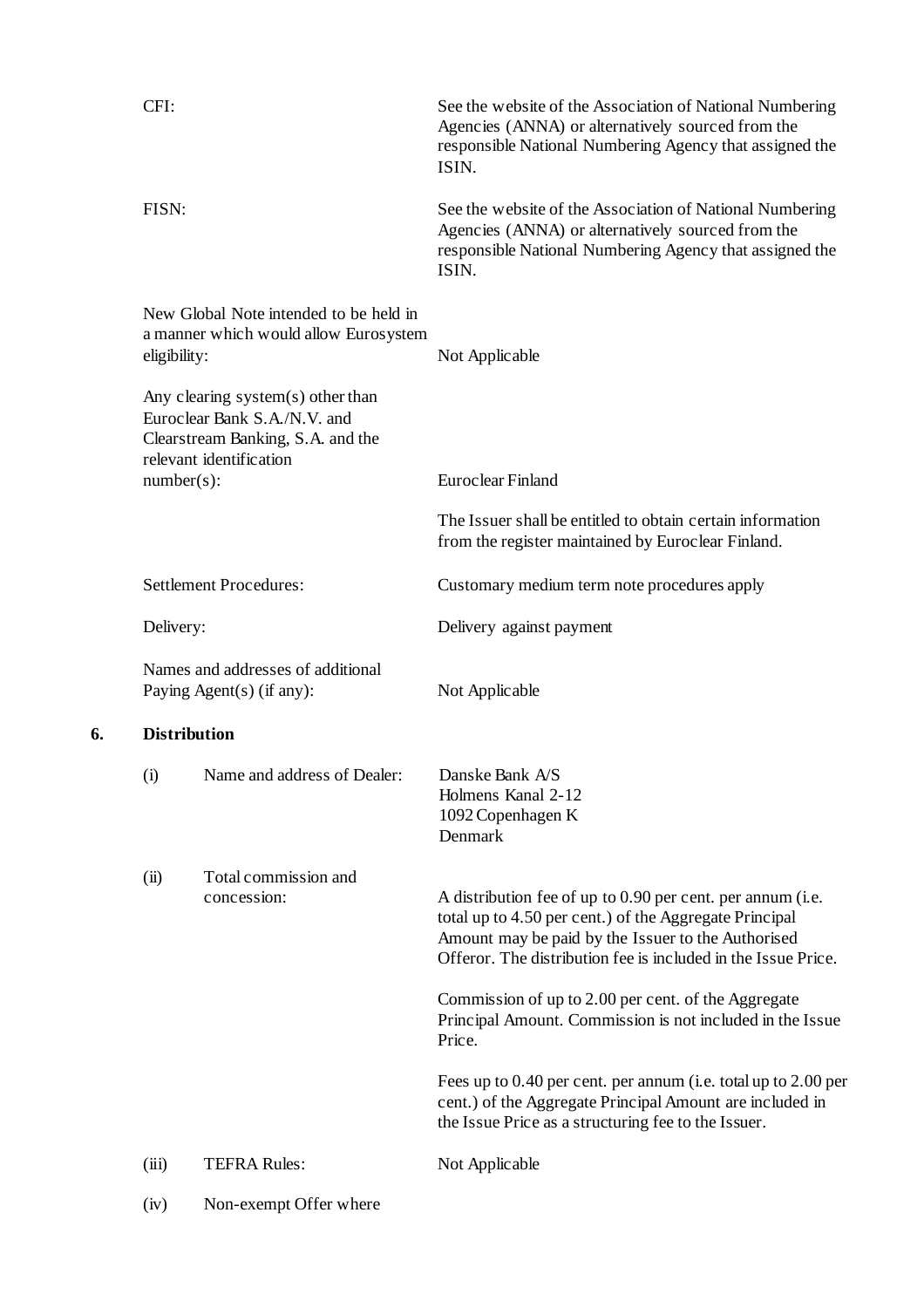| | |
|---|---|
| CFI: | See the website of the Association of National Numbering Agencies (ANNA) or alternatively sourced from the responsible National Numbering Agency that assigned the ISIN. |
| FISN: | See the website of the Association of National Numbering Agencies (ANNA) or alternatively sourced from the responsible National Numbering Agency that assigned the ISIN. |
| New Global Note intended to be held in a manner which would allow Eurosystem eligibility: | Not Applicable |
| Any clearing system(s) other than Euroclear Bank S.A./N.V. and Clearstream Banking, S.A. and the relevant identification number(s): | Euroclear Finland<br><br>The Issuer shall be entitled to obtain certain information from the register maintained by Euroclear Finland. |
| Settlement Procedures: | Customary medium term note procedures apply |
| Delivery: | Delivery against payment |
| Names and addresses of additional Paying Agent(s) (if any): | Not Applicable |

## 6. Distribution

| | | |
|---|---|---|
| (i) | Name and address of Dealer: | Danske Bank A/S<br>Holmens Kanal 2-12<br>1092 Copenhagen K<br>Denmark |
| (ii) | Total commission and concession: | A distribution fee of up to 0.90 per cent. per annum (i.e. total up to 4.50 per cent.) of the Aggregate Principal Amount may be paid by the Issuer to the Authorised Offeror. The distribution fee is included in the Issue Price.<br><br>Commission of up to 2.00 per cent. of the Aggregate Principal Amount. Commission is not included in the Issue Price.<br><br>Fees up to 0.40 per cent. per annum (i.e. total up to 2.00 per cent.) of the Aggregate Principal Amount are included in the Issue Price as a structuring fee to the Issuer. |
| (iii) | TEFRA Rules: | Not Applicable |
| (iv) | Non-exempt Offer where | |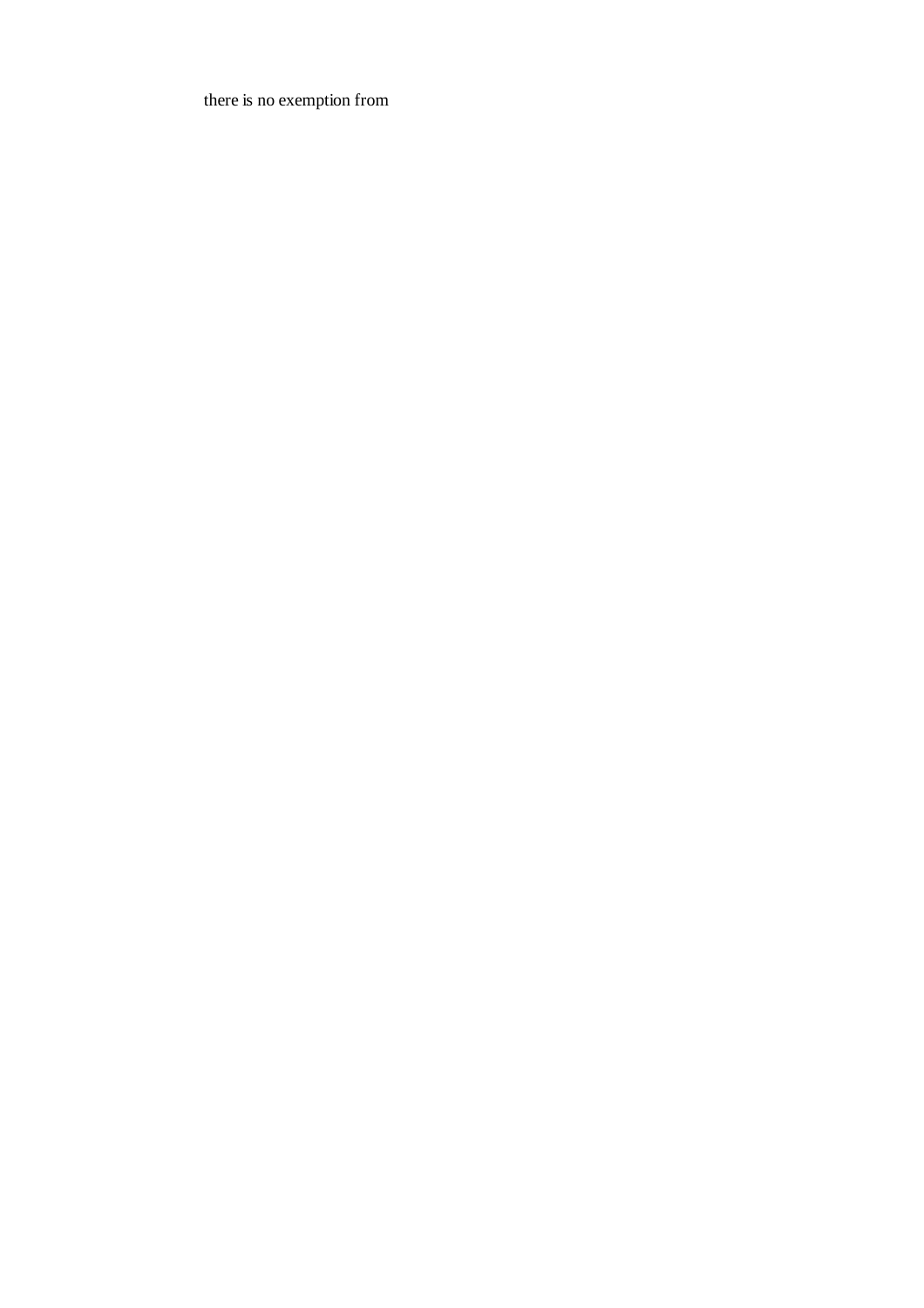there is no exemption from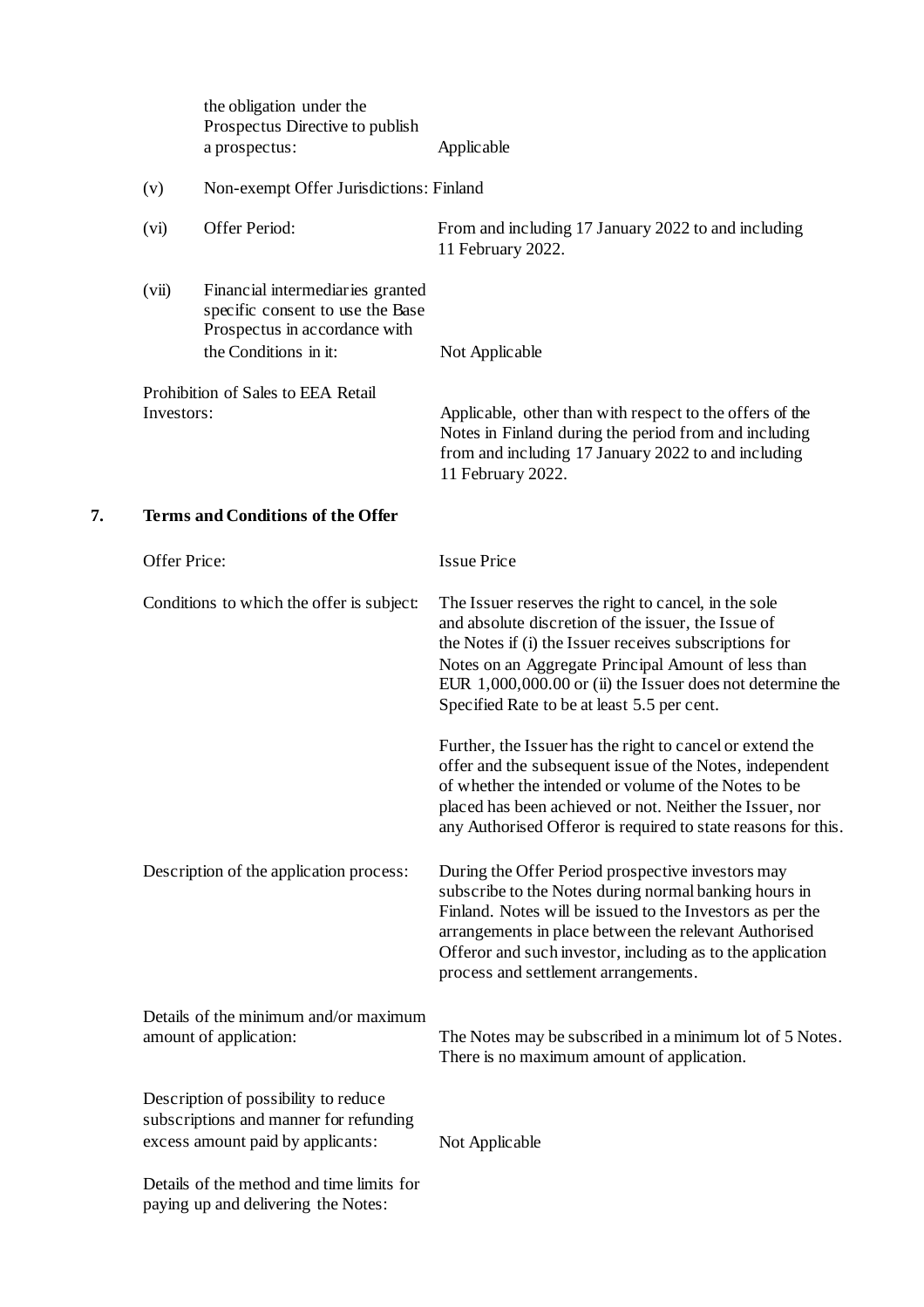| | | |
|---|---|---|
| | the obligation under the Prospectus Directive to publish a prospectus: | Applicable |
| (v) | Non-exempt Offer Jurisdictions: Finland | |
| (vi) | Offer Period: | From and including 17 January 2022 to and including 11 February 2022. |
| (vii) | Financial intermediaries granted specific consent to use the Base Prospectus in accordance with the Conditions in it: | Not Applicable |

Prohibition of Sales to EEA Retail Investors: Applicable, other than with respect to the offers of the Notes in Finland during the period from and including from and including 17 January 2022 to and including 11 February 2022.

## 7. Terms and Conditions of the Offer

| | |
|---|---|
| Offer Price: | Issue Price |
| Conditions to which the offer is subject: | The Issuer reserves the right to cancel, in the sole and absolute discretion of the issuer, the Issue of the Notes if (i) the Issuer receives subscriptions for Notes on an Aggregate Principal Amount of less than EUR 1,000,000.00 or (ii) the Issuer does not determine the Specified Rate to be at least 5.5 per cent.<br><br>Further, the Issuer has the right to cancel or extend the offer and the subsequent issue of the Notes, independent of whether the intended or volume of the Notes to be placed has been achieved or not. Neither the Issuer, nor any Authorised Offeror is required to state reasons for this. |
| Description of the application process: | During the Offer Period prospective investors may subscribe to the Notes during normal banking hours in Finland. Notes will be issued to the Investors as per the arrangements in place between the relevant Authorised Offeror and such investor, including as to the application process and settlement arrangements. |
| Details of the minimum and/or maximum amount of application: | The Notes may be subscribed in a minimum lot of 5 Notes. There is no maximum amount of application. |
| Description of possibility to reduce subscriptions and manner for refunding excess amount paid by applicants: | Not Applicable |
| Details of the method and time limits for paying up and delivering the Notes: | |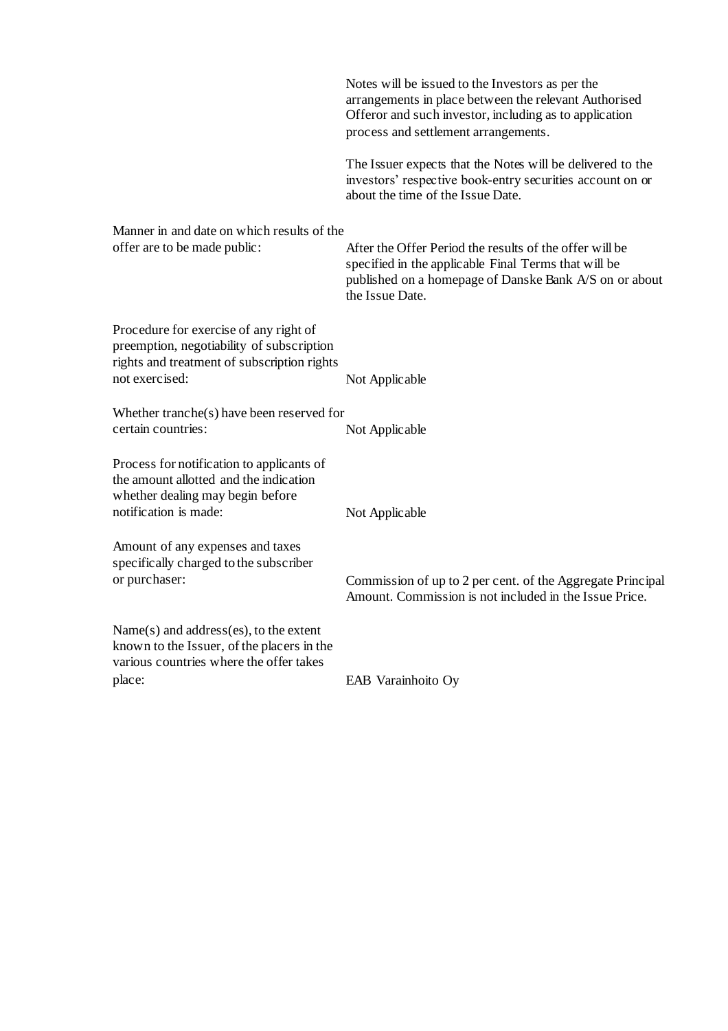| | |
|---|---|
| | Notes will be issued to the Investors as per the arrangements in place between the relevant Authorised Offeror and such investor, including as to application process and settlement arrangements.<br><br>The Issuer expects that the Notes will be delivered to the investors' respective book-entry securities account on or about the time of the Issue Date. |
| Manner in and date on which results of the offer are to be made public: | After the Offer Period the results of the offer will be specified in the applicable Final Terms that will be published on a homepage of Danske Bank A/S on or about the Issue Date. |
| Procedure for exercise of any right of preemption, negotiability of subscription rights and treatment of subscription rights not exercised: | Not Applicable |
| Whether tranche(s) have been reserved for certain countries: | Not Applicable |
| Process for notification to applicants of the amount allotted and the indication whether dealing may begin before notification is made: | Not Applicable |
| Amount of any expenses and taxes specifically charged to the subscriber or purchaser: | Commission of up to 2 per cent. of the Aggregate Principal Amount. Commission is not included in the Issue Price. |
| Name(s) and address(es), to the extent known to the Issuer, of the placers in the various countries where the offer takes place: | EAB Varainhoito Oy |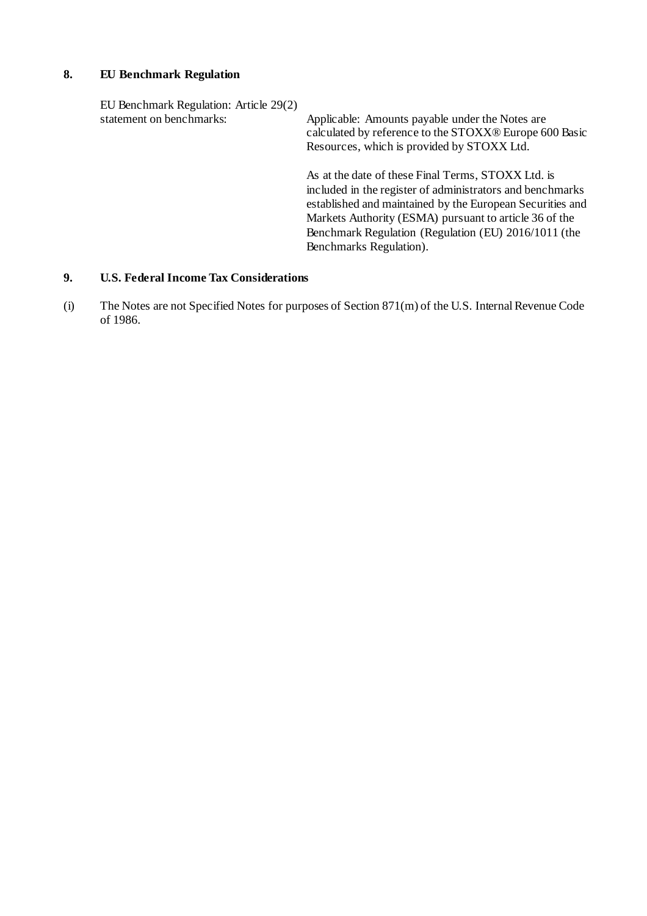## 8. EU Benchmark Regulation

| EU Benchmark Regulation: Article 29(2) statement on benchmarks: | Applicable: Amounts payable under the Notes are calculated by reference to the STOXX® Europe 600 Basic Resources, which is provided by STOXX Ltd.<br><br>As at the date of these Final Terms, STOXX Ltd. is included in the register of administrators and benchmarks established and maintained by the European Securities and Markets Authority (ESMA) pursuant to article 36 of the Benchmark Regulation (Regulation (EU) 2016/1011 (the Benchmarks Regulation). |
|---|---|

## 9. U.S. Federal Income Tax Considerations

(i) The Notes are not Specified Notes for purposes of Section 871(m) of the U.S. Internal Revenue Code of 1986.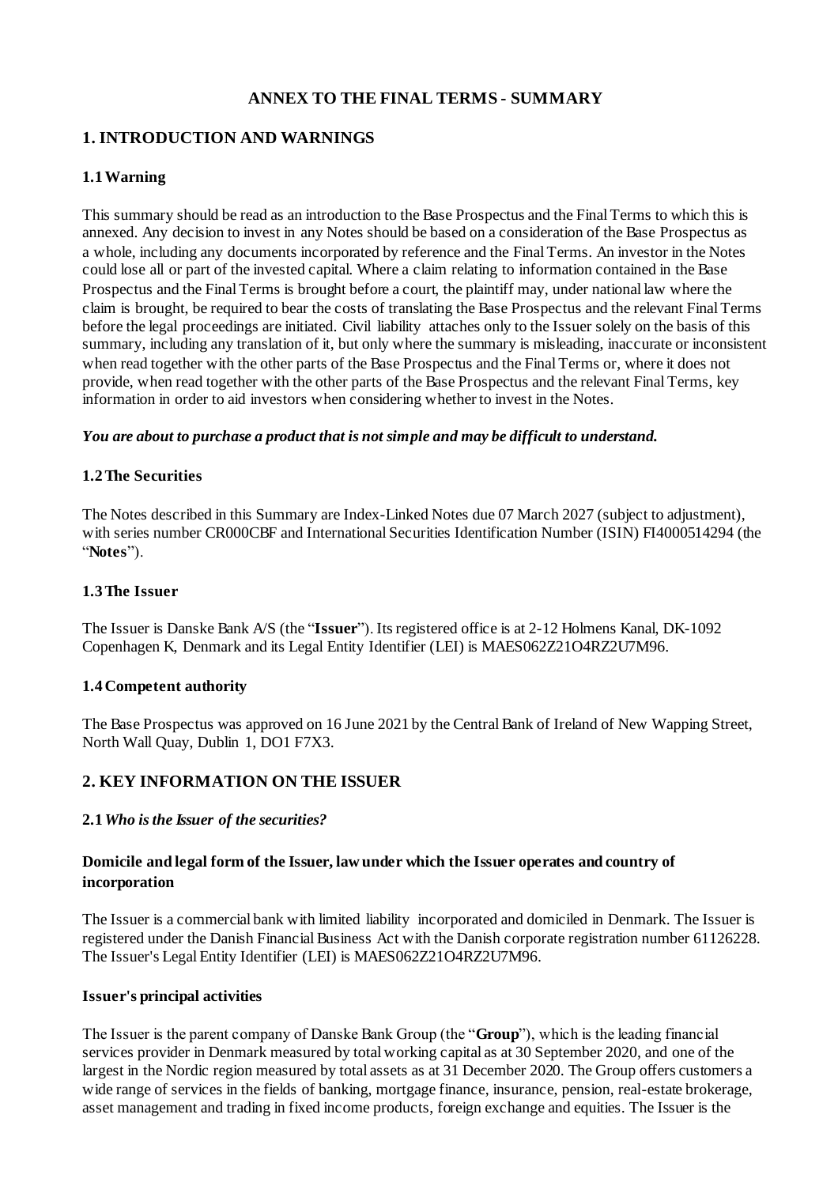# ANNEX TO THE FINAL TERMS - SUMMARY

## 1. INTRODUCTION AND WARNINGS

### 1.1 Warning

This summary should be read as an introduction to the Base Prospectus and the Final Terms to which this is annexed. Any decision to invest in any Notes should be based on a consideration of the Base Prospectus as a whole, including any documents incorporated by reference and the Final Terms. An investor in the Notes could lose all or part of the invested capital. Where a claim relating to information contained in the Base Prospectus and the Final Terms is brought before a court, the plaintiff may, under national law where the claim is brought, be required to bear the costs of translating the Base Prospectus and the relevant Final Terms before the legal proceedings are initiated. Civil liability attaches only to the Issuer solely on the basis of this summary, including any translation of it, but only where the summary is misleading, inaccurate or inconsistent when read together with the other parts of the Base Prospectus and the Final Terms or, where it does not provide, when read together with the other parts of the Base Prospectus and the relevant Final Terms, key information in order to aid investors when considering whether to invest in the Notes.

***You are about to purchase a product that is not simple and may be difficult to understand.***

### 1.2 The Securities

The Notes described in this Summary are Index-Linked Notes due 07 March 2027 (subject to adjustment), with series number CR000CBF and International Securities Identification Number (ISIN) FI4000514294 (the "**Notes**").

### 1.3 The Issuer

The Issuer is Danske Bank A/S (the "**Issuer**"). Its registered office is at 2-12 Holmens Kanal, DK-1092 Copenhagen K, Denmark and its Legal Entity Identifier (LEI) is MAES062Z21O4RZ2U7M96.

### 1.4 Competent authority

The Base Prospectus was approved on 16 June 2021 by the Central Bank of Ireland of New Wapping Street, North Wall Quay, Dublin 1, DO1 F7X3.

## 2. KEY INFORMATION ON THE ISSUER

### 2.1 *Who is the Issuer of the securities?*

#### Domicile and legal form of the Issuer, law under which the Issuer operates and country of incorporation

The Issuer is a commercial bank with limited liability incorporated and domiciled in Denmark. The Issuer is registered under the Danish Financial Business Act with the Danish corporate registration number 61126228. The Issuer's Legal Entity Identifier (LEI) is MAES062Z21O4RZ2U7M96.

#### Issuer's principal activities

The Issuer is the parent company of Danske Bank Group (the "**Group**"), which is the leading financial services provider in Denmark measured by total working capital as at 30 September 2020, and one of the largest in the Nordic region measured by total assets as at 31 December 2020. The Group offers customers a wide range of services in the fields of banking, mortgage finance, insurance, pension, real-estate brokerage, asset management and trading in fixed income products, foreign exchange and equities. The Issuer is the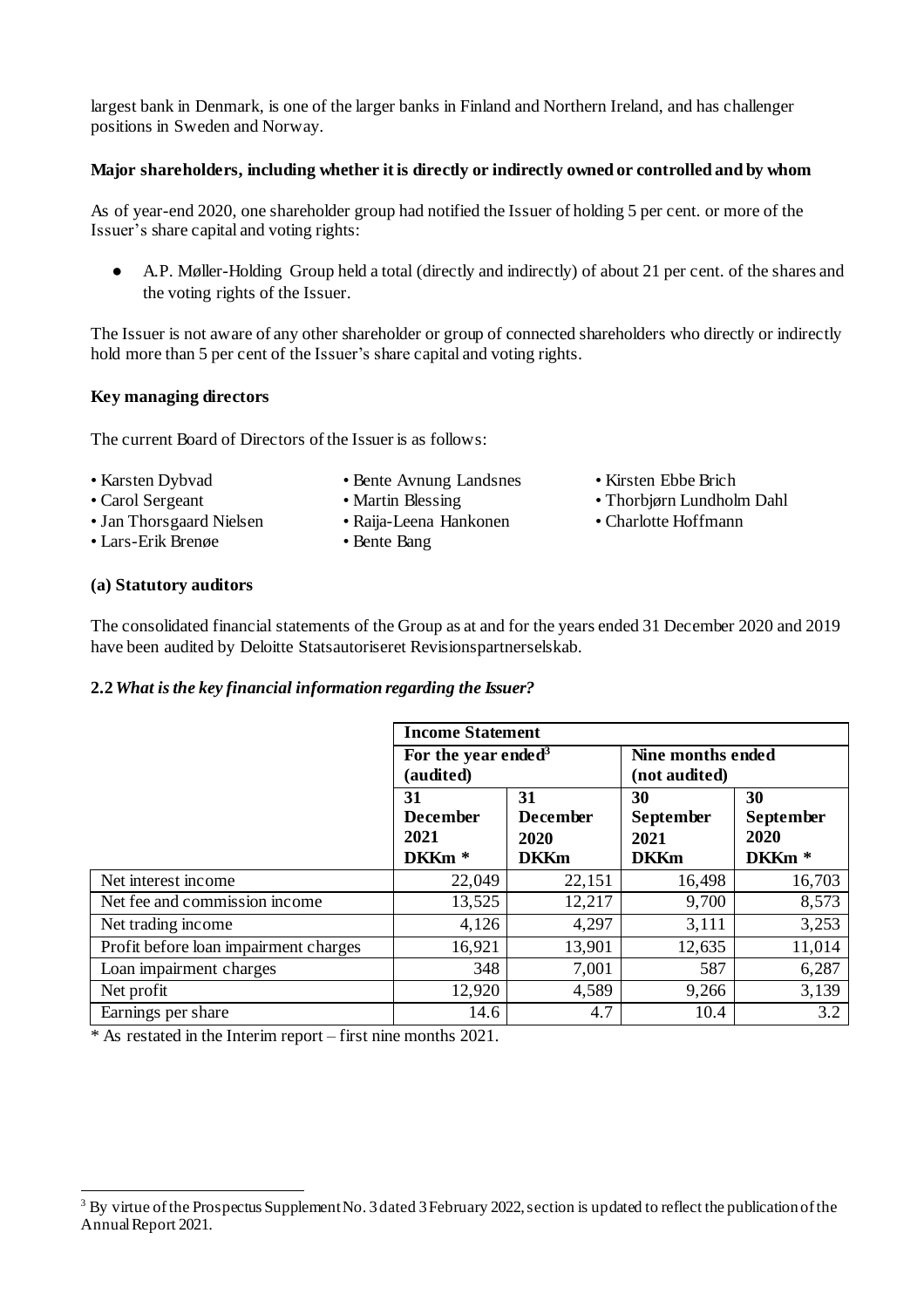largest bank in Denmark, is one of the larger banks in Finland and Northern Ireland, and has challenger positions in Sweden and Norway.

**Major shareholders, including whether it is directly or indirectly owned or controlled and by whom**

As of year-end 2020, one shareholder group had notified the Issuer of holding 5 per cent. or more of the Issuer's share capital and voting rights:

- A.P. Møller-Holding Group held a total (directly and indirectly) of about 21 per cent. of the shares and the voting rights of the Issuer.

The Issuer is not aware of any other shareholder or group of connected shareholders who directly or indirectly hold more than 5 per cent of the Issuer's share capital and voting rights.

**Key managing directors**

The current Board of Directors of the Issuer is as follows:

- Karsten Dybvad
- Carol Sergeant
- Jan Thorsgaard Nielsen
- Lars-Erik Brenøe
- Bente Avnung Landsnes
- Martin Blessing
- Raija-Leena Hankonen
- Bente Bang
- Kirsten Ebbe Brich
- Thorbjørn Lundholm Dahl
- Charlotte Hoffmann

**(a) Statutory auditors**

The consolidated financial statements of the Group as at and for the years ended 31 December 2020 and 2019 have been audited by Deloitte Statsautoriseret Revisionspartnerselskab.

**2.2** ***What is the key financial information regarding the Issuer?***

| | **Income Statement** | | | |
|---|---|---|---|---|
| | **For the year ended[3] (audited)** | | **Nine months ended (not audited)** | |
| | **31 December 2021 DKKm \*** | **31 December 2020 DKKm** | **30 September 2021 DKKm** | **30 September 2020 DKKm \*** |
| Net interest income | 22,049 | 22,151 | 16,498 | 16,703 |
| Net fee and commission income | 13,525 | 12,217 | 9,700 | 8,573 |
| Net trading income | 4,126 | 4,297 | 3,111 | 3,253 |
| Profit before loan impairment charges | 16,921 | 13,901 | 12,635 | 11,014 |
| Loan impairment charges | 348 | 7,001 | 587 | 6,287 |
| Net profit | 12,920 | 4,589 | 9,266 | 3,139 |
| Earnings per share | 14.6 | 4.7 | 10.4 | 3.2 |

\* As restated in the Interim report – first nine months 2021.

[3] By virtue of the Prospectus Supplement No. 3 dated 3 February 2022, section is updated to reflect the publication of the Annual Report 2021.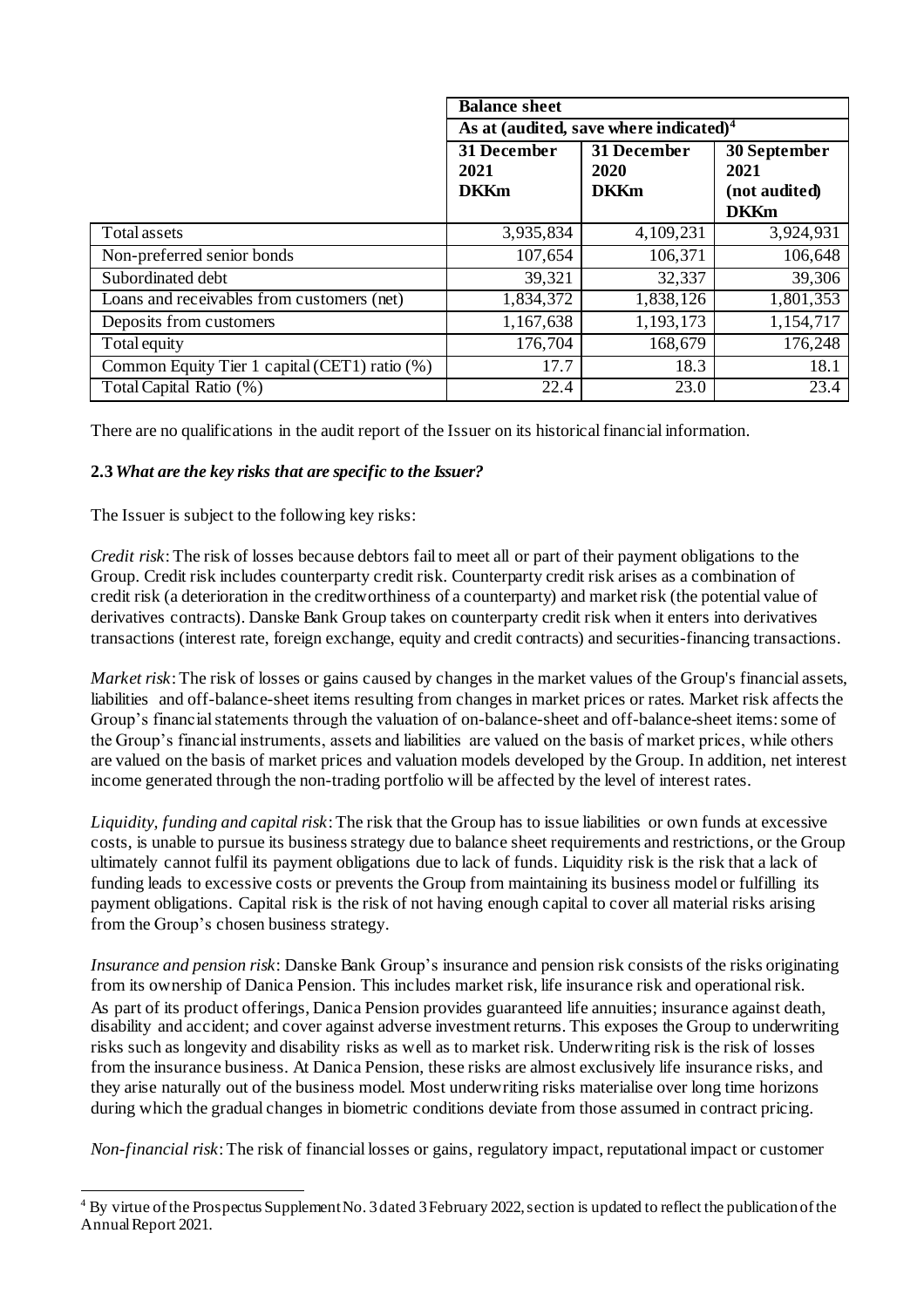| | Balance sheet | | |
|---|---|---|---|
| | As at (audited, save where indicated)[4] | | |
| | 31 December 2021 DKKm | 31 December 2020 DKKm | 30 September 2021 (not audited) DKKm |
| Total assets | 3,935,834 | 4,109,231 | 3,924,931 |
| Non-preferred senior bonds | 107,654 | 106,371 | 106,648 |
| Subordinated debt | 39,321 | 32,337 | 39,306 |
| Loans and receivables from customers (net) | 1,834,372 | 1,838,126 | 1,801,353 |
| Deposits from customers | 1,167,638 | 1,193,173 | 1,154,717 |
| Total equity | 176,704 | 168,679 | 176,248 |
| Common Equity Tier 1 capital (CET1) ratio (%) | 17.7 | 18.3 | 18.1 |
| Total Capital Ratio (%) | 22.4 | 23.0 | 23.4 |

There are no qualifications in the audit report of the Issuer on its historical financial information.

**2.3** ***What are the key risks that are specific to the Issuer?***

The Issuer is subject to the following key risks:

*Credit risk*: The risk of losses because debtors fail to meet all or part of their payment obligations to the Group. Credit risk includes counterparty credit risk. Counterparty credit risk arises as a combination of credit risk (a deterioration in the creditworthiness of a counterparty) and market risk (the potential value of derivatives contracts). Danske Bank Group takes on counterparty credit risk when it enters into derivatives transactions (interest rate, foreign exchange, equity and credit contracts) and securities-financing transactions.

*Market risk*: The risk of losses or gains caused by changes in the market values of the Group's financial assets, liabilities and off-balance-sheet items resulting from changes in market prices or rates. Market risk affects the Group's financial statements through the valuation of on-balance-sheet and off-balance-sheet items: some of the Group's financial instruments, assets and liabilities are valued on the basis of market prices, while others are valued on the basis of market prices and valuation models developed by the Group. In addition, net interest income generated through the non-trading portfolio will be affected by the level of interest rates.

*Liquidity, funding and capital risk*: The risk that the Group has to issue liabilities or own funds at excessive costs, is unable to pursue its business strategy due to balance sheet requirements and restrictions, or the Group ultimately cannot fulfil its payment obligations due to lack of funds. Liquidity risk is the risk that a lack of funding leads to excessive costs or prevents the Group from maintaining its business model or fulfilling its payment obligations. Capital risk is the risk of not having enough capital to cover all material risks arising from the Group's chosen business strategy.

*Insurance and pension risk*: Danske Bank Group's insurance and pension risk consists of the risks originating from its ownership of Danica Pension. This includes market risk, life insurance risk and operational risk. As part of its product offerings, Danica Pension provides guaranteed life annuities; insurance against death, disability and accident; and cover against adverse investment returns. This exposes the Group to underwriting risks such as longevity and disability risks as well as to market risk. Underwriting risk is the risk of losses from the insurance business. At Danica Pension, these risks are almost exclusively life insurance risks, and they arise naturally out of the business model. Most underwriting risks materialise over long time horizons during which the gradual changes in biometric conditions deviate from those assumed in contract pricing.

*Non-financial risk*: The risk of financial losses or gains, regulatory impact, reputational impact or customer

[4] By virtue of the Prospectus Supplement No. 3 dated 3 February 2022, section is updated to reflect the publication of the Annual Report 2021.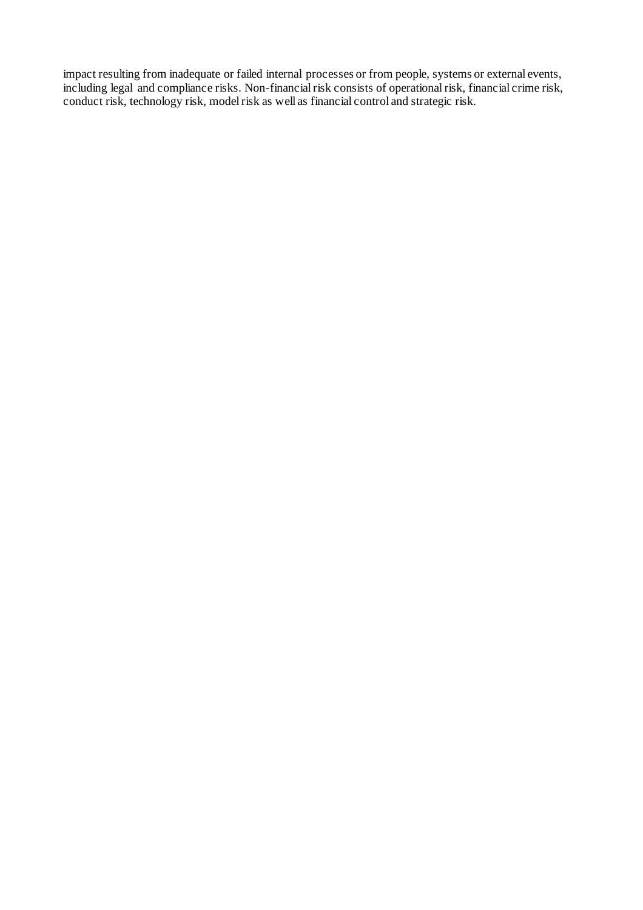impact resulting from inadequate or failed internal processes or from people, systems or external events, including legal and compliance risks. Non-financial risk consists of operational risk, financial crime risk, conduct risk, technology risk, model risk as well as financial control and strategic risk.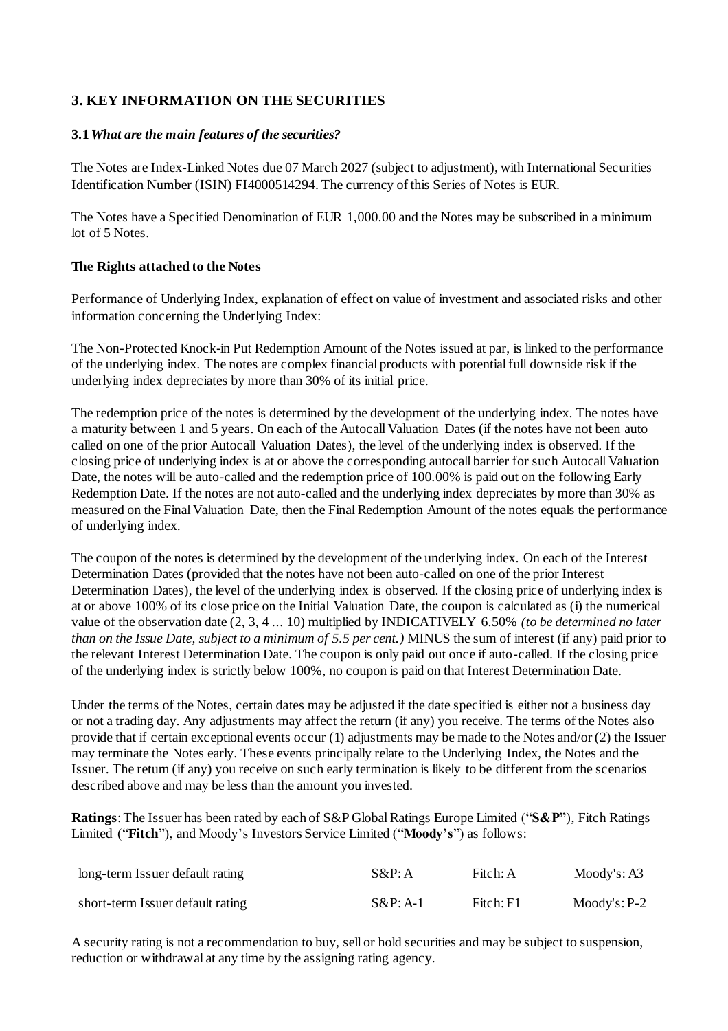## 3. KEY INFORMATION ON THE SECURITIES

### 3.1 *What are the main features of the securities?*

The Notes are Index-Linked Notes due 07 March 2027 (subject to adjustment), with International Securities Identification Number (ISIN) FI4000514294. The currency of this Series of Notes is EUR.

The Notes have a Specified Denomination of EUR 1,000.00 and the Notes may be subscribed in a minimum lot of 5 Notes.

**The Rights attached to the Notes**

Performance of Underlying Index, explanation of effect on value of investment and associated risks and other information concerning the Underlying Index:

The Non-Protected Knock-in Put Redemption Amount of the Notes issued at par, is linked to the performance of the underlying index. The notes are complex financial products with potential full downside risk if the underlying index depreciates by more than 30% of its initial price.

The redemption price of the notes is determined by the development of the underlying index. The notes have a maturity between 1 and 5 years. On each of the Autocall Valuation Dates (if the notes have not been auto called on one of the prior Autocall Valuation Dates), the level of the underlying index is observed. If the closing price of underlying index is at or above the corresponding autocall barrier for such Autocall Valuation Date, the notes will be auto-called and the redemption price of 100.00% is paid out on the following Early Redemption Date. If the notes are not auto-called and the underlying index depreciates by more than 30% as measured on the Final Valuation Date, then the Final Redemption Amount of the notes equals the performance of underlying index.

The coupon of the notes is determined by the development of the underlying index. On each of the Interest Determination Dates (provided that the notes have not been auto-called on one of the prior Interest Determination Dates), the level of the underlying index is observed. If the closing price of underlying index is at or above 100% of its close price on the Initial Valuation Date, the coupon is calculated as (i) the numerical value of the observation date (2, 3, 4 … 10) multiplied by INDICATIVELY 6.50% *(to be determined no later than on the Issue Date, subject to a minimum of 5.5 per cent.)* MINUS the sum of interest (if any) paid prior to the relevant Interest Determination Date. The coupon is only paid out once if auto-called. If the closing price of the underlying index is strictly below 100%, no coupon is paid on that Interest Determination Date.

Under the terms of the Notes, certain dates may be adjusted if the date specified is either not a business day or not a trading day. Any adjustments may affect the return (if any) you receive. The terms of the Notes also provide that if certain exceptional events occur (1) adjustments may be made to the Notes and/or (2) the Issuer may terminate the Notes early. These events principally relate to the Underlying Index, the Notes and the Issuer. The return (if any) you receive on such early termination is likely to be different from the scenarios described above and may be less than the amount you invested.

**Ratings**: The Issuer has been rated by each of S&P Global Ratings Europe Limited ("**S&P**"), Fitch Ratings Limited ("**Fitch**"), and Moody's Investors Service Limited ("**Moody's**") as follows:

| | | | |
|---|---|---|---|
| long-term Issuer default rating | S&P: A | Fitch: A | Moody's: A3 |
| short-term Issuer default rating | S&P: A-1 | Fitch: F1 | Moody's: P-2 |

A security rating is not a recommendation to buy, sell or hold securities and may be subject to suspension, reduction or withdrawal at any time by the assigning rating agency.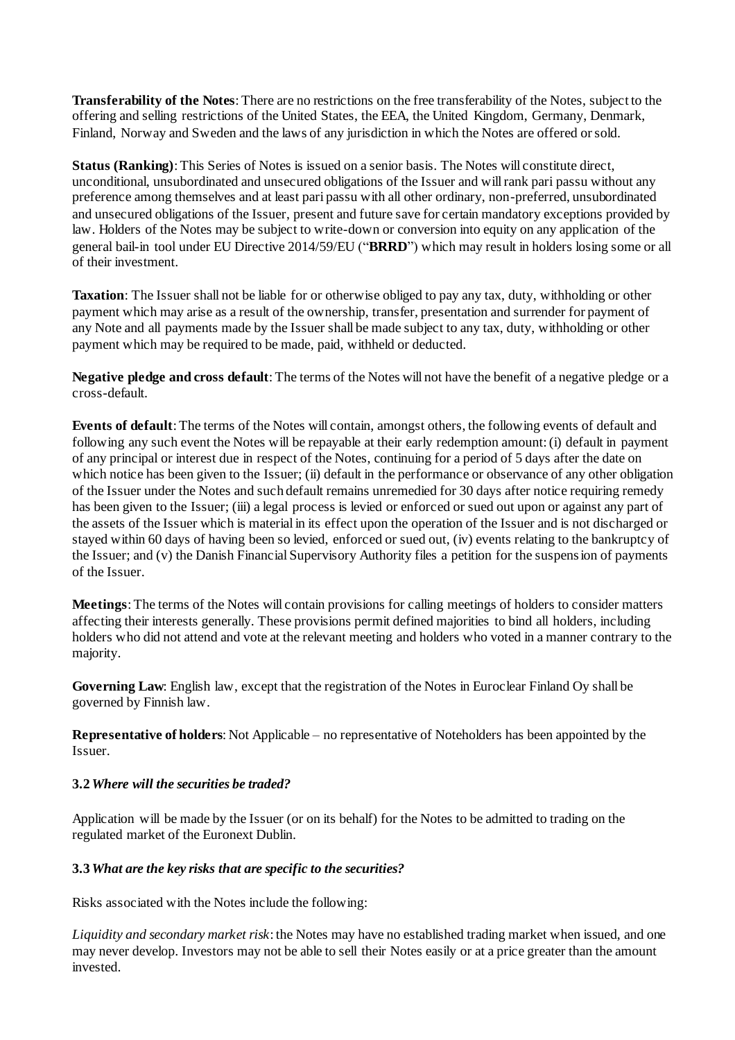**Transferability of the Notes**: There are no restrictions on the free transferability of the Notes, subject to the offering and selling restrictions of the United States, the EEA, the United Kingdom, Germany, Denmark, Finland, Norway and Sweden and the laws of any jurisdiction in which the Notes are offered or sold.

**Status (Ranking)**: This Series of Notes is issued on a senior basis. The Notes will constitute direct, unconditional, unsubordinated and unsecured obligations of the Issuer and will rank pari passu without any preference among themselves and at least pari passu with all other ordinary, non-preferred, unsubordinated and unsecured obligations of the Issuer, present and future save for certain mandatory exceptions provided by law. Holders of the Notes may be subject to write-down or conversion into equity on any application of the general bail-in tool under EU Directive 2014/59/EU ("**BRRD**") which may result in holders losing some or all of their investment.

**Taxation**: The Issuer shall not be liable for or otherwise obliged to pay any tax, duty, withholding or other payment which may arise as a result of the ownership, transfer, presentation and surrender for payment of any Note and all payments made by the Issuer shall be made subject to any tax, duty, withholding or other payment which may be required to be made, paid, withheld or deducted.

**Negative pledge and cross default**: The terms of the Notes will not have the benefit of a negative pledge or a cross-default.

**Events of default**: The terms of the Notes will contain, amongst others, the following events of default and following any such event the Notes will be repayable at their early redemption amount: (i) default in payment of any principal or interest due in respect of the Notes, continuing for a period of 5 days after the date on which notice has been given to the Issuer; (ii) default in the performance or observance of any other obligation of the Issuer under the Notes and such default remains unremedied for 30 days after notice requiring remedy has been given to the Issuer; (iii) a legal process is levied or enforced or sued out upon or against any part of the assets of the Issuer which is material in its effect upon the operation of the Issuer and is not discharged or stayed within 60 days of having been so levied, enforced or sued out, (iv) events relating to the bankruptcy of the Issuer; and (v) the Danish Financial Supervisory Authority files a petition for the suspension of payments of the Issuer.

**Meetings**: The terms of the Notes will contain provisions for calling meetings of holders to consider matters affecting their interests generally. These provisions permit defined majorities to bind all holders, including holders who did not attend and vote at the relevant meeting and holders who voted in a manner contrary to the majority.

**Governing Law**: English law, except that the registration of the Notes in Euroclear Finland Oy shall be governed by Finnish law.

**Representative of holders**: Not Applicable – no representative of Noteholders has been appointed by the Issuer.

**3.2** ***Where will the securities be traded?***

Application will be made by the Issuer (or on its behalf) for the Notes to be admitted to trading on the regulated market of the Euronext Dublin.

**3.3** ***What are the key risks that are specific to the securities?***

Risks associated with the Notes include the following:

*Liquidity and secondary market risk*: the Notes may have no established trading market when issued, and one may never develop. Investors may not be able to sell their Notes easily or at a price greater than the amount invested.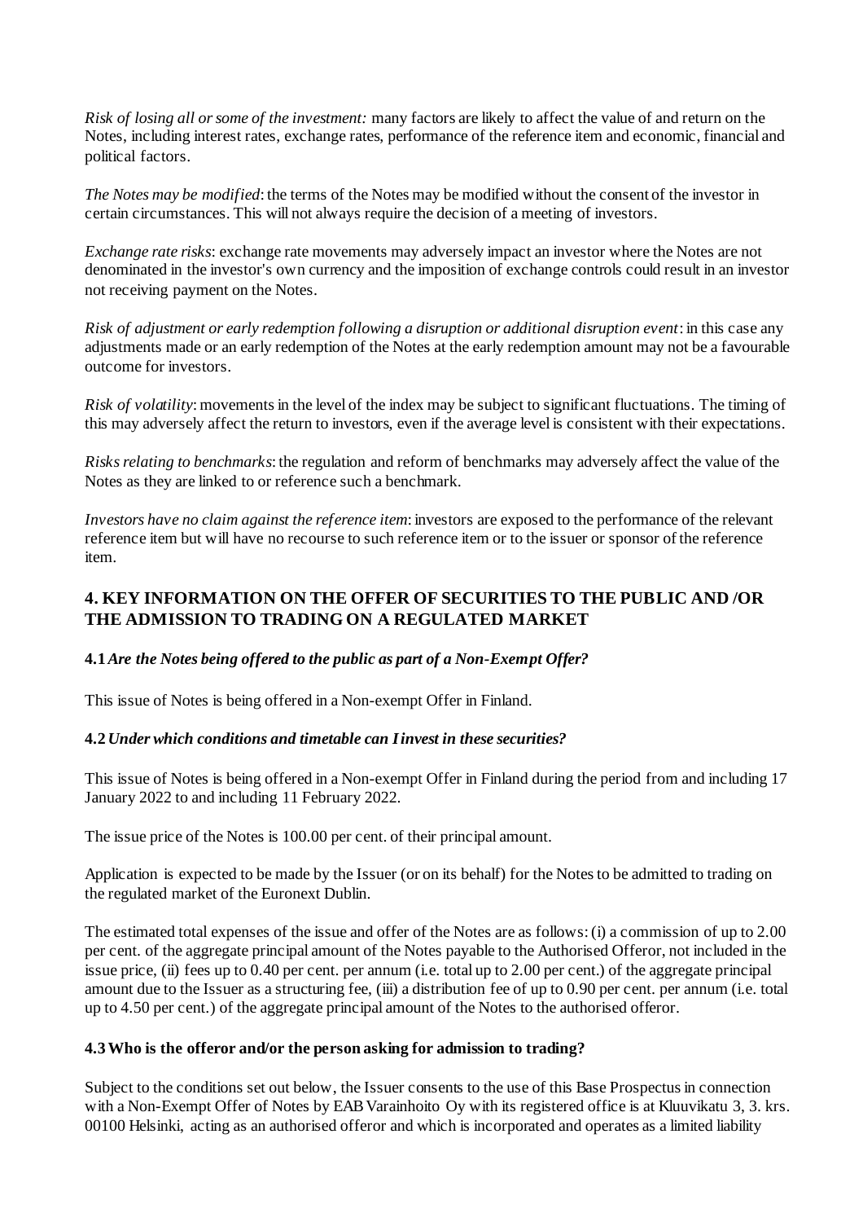*Risk of losing all or some of the investment:* many factors are likely to affect the value of and return on the Notes, including interest rates, exchange rates, performance of the reference item and economic, financial and political factors.

*The Notes may be modified*: the terms of the Notes may be modified without the consent of the investor in certain circumstances. This will not always require the decision of a meeting of investors.

*Exchange rate risks*: exchange rate movements may adversely impact an investor where the Notes are not denominated in the investor's own currency and the imposition of exchange controls could result in an investor not receiving payment on the Notes.

*Risk of adjustment or early redemption following a disruption or additional disruption event*: in this case any adjustments made or an early redemption of the Notes at the early redemption amount may not be a favourable outcome for investors.

*Risk of volatility*: movements in the level of the index may be subject to significant fluctuations. The timing of this may adversely affect the return to investors, even if the average level is consistent with their expectations.

*Risks relating to benchmarks*: the regulation and reform of benchmarks may adversely affect the value of the Notes as they are linked to or reference such a benchmark.

*Investors have no claim against the reference item*: investors are exposed to the performance of the relevant reference item but will have no recourse to such reference item or to the issuer or sponsor of the reference item.

## 4. KEY INFORMATION ON THE OFFER OF SECURITIES TO THE PUBLIC AND /OR THE ADMISSION TO TRADING ON A REGULATED MARKET

### 4.1 *Are the Notes being offered to the public as part of a Non-Exempt Offer?*

This issue of Notes is being offered in a Non-exempt Offer in Finland.

### 4.2 *Under which conditions and timetable can I invest in these securities?*

This issue of Notes is being offered in a Non-exempt Offer in Finland during the period from and including 17 January 2022 to and including 11 February 2022.

The issue price of the Notes is 100.00 per cent. of their principal amount.

Application is expected to be made by the Issuer (or on its behalf) for the Notes to be admitted to trading on the regulated market of the Euronext Dublin.

The estimated total expenses of the issue and offer of the Notes are as follows: (i) a commission of up to 2.00 per cent. of the aggregate principal amount of the Notes payable to the Authorised Offeror, not included in the issue price, (ii) fees up to 0.40 per cent. per annum (i.e. total up to 2.00 per cent.) of the aggregate principal amount due to the Issuer as a structuring fee, (iii) a distribution fee of up to 0.90 per cent. per annum (i.e. total up to 4.50 per cent.) of the aggregate principal amount of the Notes to the authorised offeror.

### 4.3 Who is the offeror and/or the person asking for admission to trading?

Subject to the conditions set out below, the Issuer consents to the use of this Base Prospectus in connection with a Non-Exempt Offer of Notes by EAB Varainhoito Oy with its registered office is at Kluuvikatu 3, 3. krs. 00100 Helsinki, acting as an authorised offeror and which is incorporated and operates as a limited liability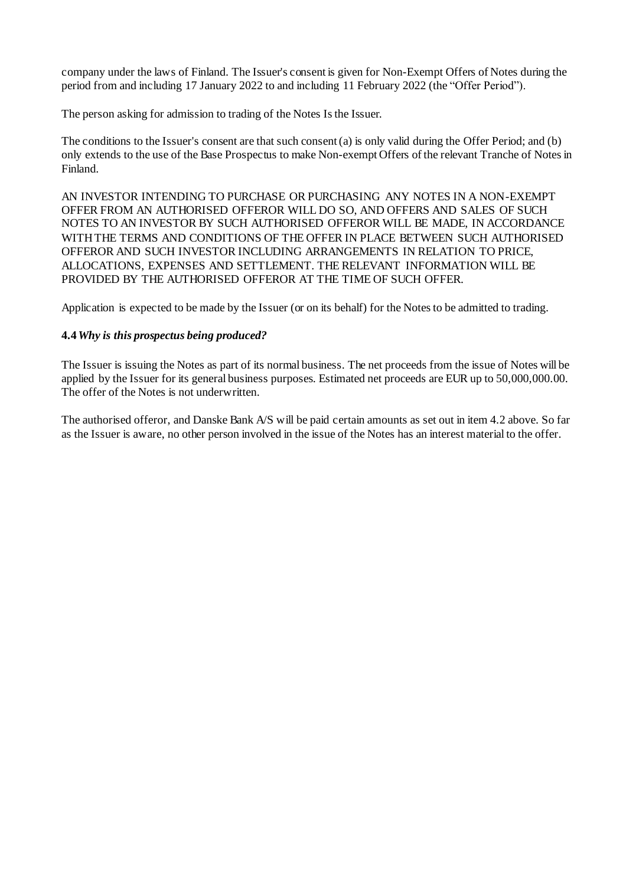company under the laws of Finland. The Issuer's consent is given for Non-Exempt Offers of Notes during the period from and including 17 January 2022 to and including 11 February 2022 (the "Offer Period").

The person asking for admission to trading of the Notes Is the Issuer.

The conditions to the Issuer's consent are that such consent (a) is only valid during the Offer Period; and (b) only extends to the use of the Base Prospectus to make Non-exempt Offers of the relevant Tranche of Notes in Finland.

AN INVESTOR INTENDING TO PURCHASE OR PURCHASING ANY NOTES IN A NON-EXEMPT OFFER FROM AN AUTHORISED OFFEROR WILL DO SO, AND OFFERS AND SALES OF SUCH NOTES TO AN INVESTOR BY SUCH AUTHORISED OFFEROR WILL BE MADE, IN ACCORDANCE WITH THE TERMS AND CONDITIONS OF THE OFFER IN PLACE BETWEEN SUCH AUTHORISED OFFEROR AND SUCH INVESTOR INCLUDING ARRANGEMENTS IN RELATION TO PRICE, ALLOCATIONS, EXPENSES AND SETTLEMENT. THE RELEVANT INFORMATION WILL BE PROVIDED BY THE AUTHORISED OFFEROR AT THE TIME OF SUCH OFFER.

Application is expected to be made by the Issuer (or on its behalf) for the Notes to be admitted to trading.

**4.4** ***Why is this prospectus being produced?***

The Issuer is issuing the Notes as part of its normal business. The net proceeds from the issue of Notes will be applied by the Issuer for its general business purposes. Estimated net proceeds are EUR up to 50,000,000.00. The offer of the Notes is not underwritten.

The authorised offeror, and Danske Bank A/S will be paid certain amounts as set out in item 4.2 above. So far as the Issuer is aware, no other person involved in the issue of the Notes has an interest material to the offer.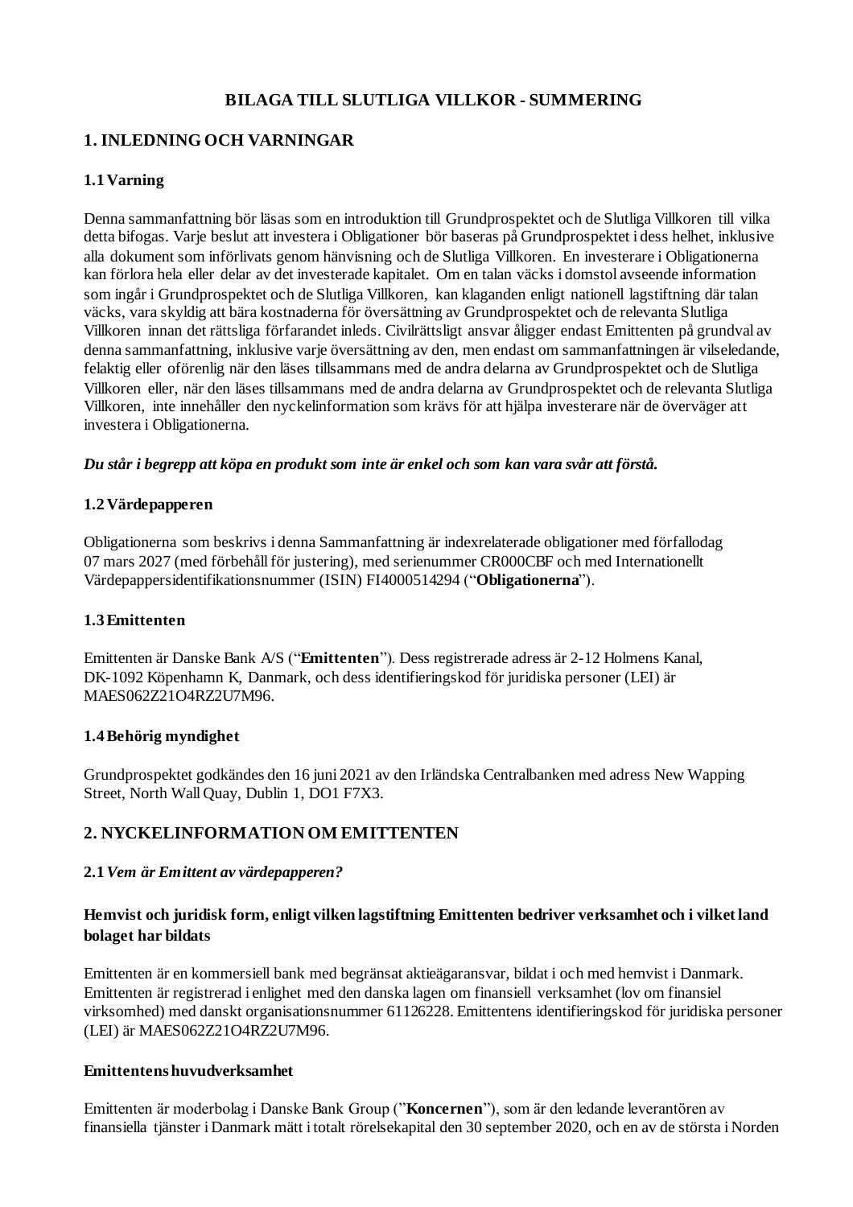# BILAGA TILL SLUTLIGA VILLKOR - SUMMERING

## 1. INLEDNING OCH VARNINGAR

### 1.1 Varning

Denna sammanfattning bör läsas som en introduktion till Grundprospektet och de Slutliga Villkoren till vilka detta bifogas. Varje beslut att investera i Obligationer bör baseras på Grundprospektet i dess helhet, inklusive alla dokument som införlivats genom hänvisning och de Slutliga Villkoren. En investerare i Obligationerna kan förlora hela eller delar av det investerade kapitalet. Om en talan väcks i domstol avseende information som ingår i Grundprospektet och de Slutliga Villkoren, kan klaganden enligt nationell lagstiftning där talan väcks, vara skyldig att bära kostnaderna för översättning av Grundprospektet och de relevanta Slutliga Villkoren innan det rättsliga förfarandet inleds. Civilrättsligt ansvar åligger endast Emittenten på grundval av denna sammanfattning, inklusive varje översättning av den, men endast om sammanfattningen är vilseledande, felaktig eller oförenlig när den läses tillsammans med de andra delarna av Grundprospektet och de Slutliga Villkoren eller, när den läses tillsammans med de andra delarna av Grundprospektet och de relevanta Slutliga Villkoren, inte innehåller den nyckelinformation som krävs för att hjälpa investerare när de överväger att investera i Obligationerna.

***Du står i begrepp att köpa en produkt som inte är enkel och som kan vara svår att förstå.***

### 1.2 Värdepapperen

Obligationerna som beskrivs i denna Sammanfattning är indexrelaterade obligationer med förfallodag 07 mars 2027 (med förbehåll för justering), med serienummer CR000CBF och med Internationellt Värdepappersidentifikationsnummer (ISIN) FI4000514294 ("**Obligationerna**").

### 1.3 Emittenten

Emittenten är Danske Bank A/S ("**Emittenten**"). Dess registrerade adress är 2-12 Holmens Kanal, DK-1092 Köpenhamn K, Danmark, och dess identifieringskod för juridiska personer (LEI) är MAES062Z21O4RZ2U7M96.

### 1.4 Behörig myndighet

Grundprospektet godkändes den 16 juni 2021 av den Irländska Centralbanken med adress New Wapping Street, North Wall Quay, Dublin 1, DO1 F7X3.

## 2. NYCKELINFORMATION OM EMITTENTEN

### 2.1 *Vem är Emittent av värdepapperen?*

#### Hemvist och juridisk form, enligt vilken lagstiftning Emittenten bedriver verksamhet och i vilket land bolaget har bildats

Emittenten är en kommersiell bank med begränsat aktieägaransvar, bildat i och med hemvist i Danmark. Emittenten är registrerad i enlighet med den danska lagen om finansiell verksamhet (lov om finansiel virksomhed) med danskt organisationsnummer 61126228. Emittentens identifieringskod för juridiska personer (LEI) är MAES062Z21O4RZ2U7M96.

#### Emittentens huvudverksamhet

Emittenten är moderbolag i Danske Bank Group ("**Koncernen**"), som är den ledande leverantören av finansiella tjänster i Danmark mätt i totalt rörelsekapital den 30 september 2020, och en av de största i Norden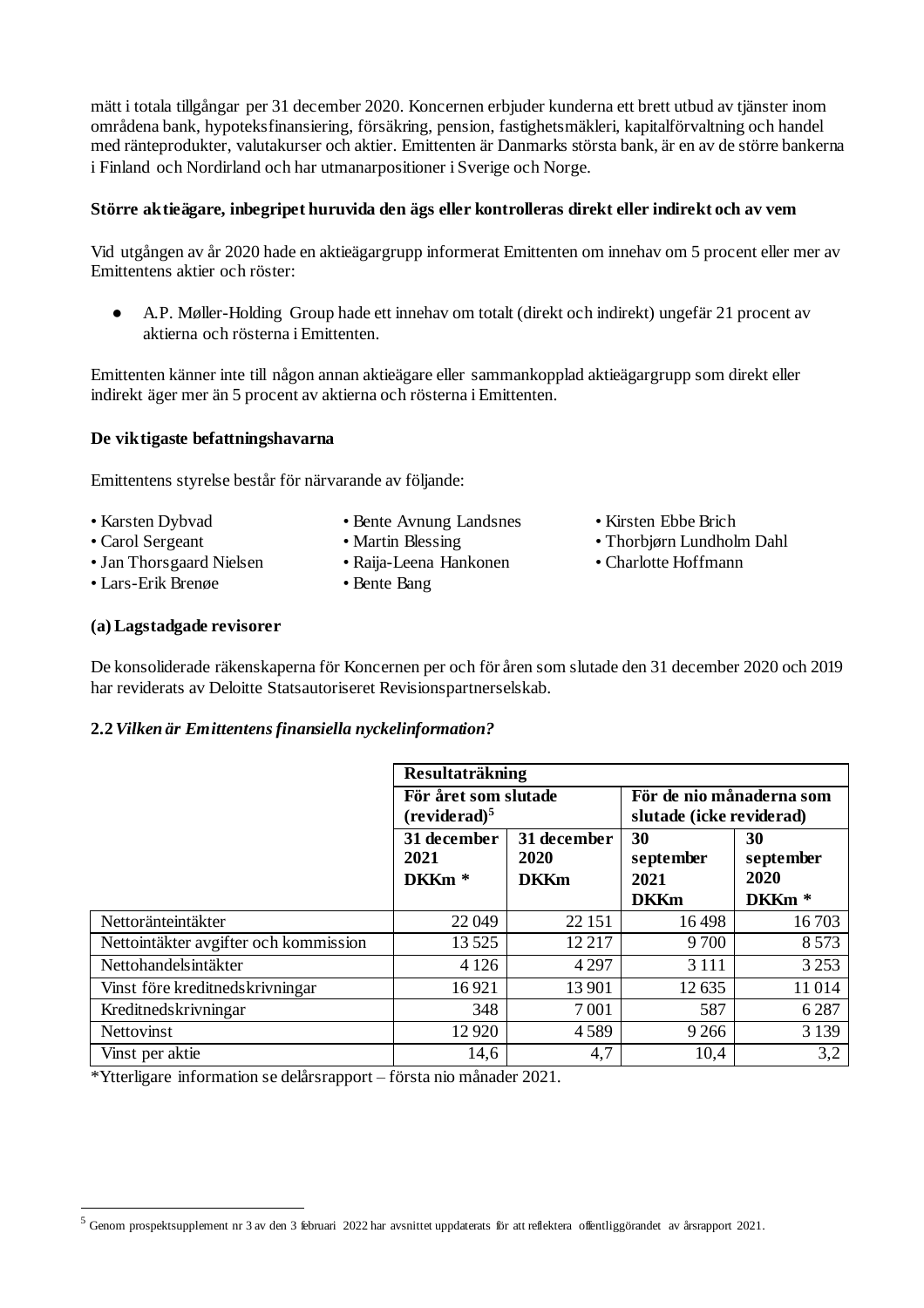mätt i totala tillgångar per 31 december 2020. Koncernen erbjuder kunderna ett brett utbud av tjänster inom områdena bank, hypoteksfinansiering, försäkring, pension, fastighetsmäkleri, kapitalförvaltning och handel med ränteprodukter, valutakurser och aktier. Emittenten är Danmarks största bank, är en av de större bankerna i Finland och Nordirland och har utmanarpositioner i Sverige och Norge.

**Större aktieägare, inbegripet huruvida den ägs eller kontrolleras direkt eller indirekt och av vem**

Vid utgången av år 2020 hade en aktieägargrupp informerat Emittenten om innehav om 5 procent eller mer av Emittentens aktier och röster:

- A.P. Møller-Holding Group hade ett innehav om totalt (direkt och indirekt) ungefär 21 procent av aktierna och rösterna i Emittenten.

Emittenten känner inte till någon annan aktieägare eller sammankopplad aktieägargrupp som direkt eller indirekt äger mer än 5 procent av aktierna och rösterna i Emittenten.

**De viktigaste befattningshavarna**

Emittentens styrelse består för närvarande av följande:

- Karsten Dybvad
- Carol Sergeant
- Jan Thorsgaard Nielsen
- Lars-Erik Brenøe
- Bente Avnung Landsnes
- Martin Blessing
- Raija-Leena Hankonen
- Bente Bang
- Kirsten Ebbe Brich
- Thorbjørn Lundholm Dahl
- Charlotte Hoffmann

**(a) Lagstadgade revisorer**

De konsoliderade räkenskaperna för Koncernen per och för åren som slutade den 31 december 2020 och 2019 har reviderats av Deloitte Statsautoriseret Revisionspartnerselskab.

**2.2** ***Vilken är Emittentens finansiella nyckelinformation?***

| | **Resultaträkning** | | | |
|---|---|---|---|---|
| | **För året som slutade (reviderad)**[5] | | **För de nio månaderna som slutade (icke reviderad)** | |
| | **31 december 2021 DKKm \*** | **31 december 2020 DKKm** | **30 september 2021 DKKm** | **30 september 2020 DKKm \*** |
| Nettoränteintäkter | 22 049 | 22 151 | 16 498 | 16 703 |
| Nettointäkter avgifter och kommission | 13 525 | 12 217 | 9 700 | 8 573 |
| Nettohandelsintäkter | 4 126 | 4 297 | 3 111 | 3 253 |
| Vinst före kreditnedskrivningar | 16 921 | 13 901 | 12 635 | 11 014 |
| Kreditnedskrivningar | 348 | 7 001 | 587 | 6 287 |
| Nettovinst | 12 920 | 4 589 | 9 266 | 3 139 |
| Vinst per aktie | 14,6 | 4,7 | 10,4 | 3,2 |

*Ytterligare information se delårsrapport – första nio månader 2021.

---

[5] Genom prospektsupplement nr 3 av den 3 februari 2022 har avsnittet uppdaterats för att reflektera offentliggörandet av årsrapport 2021.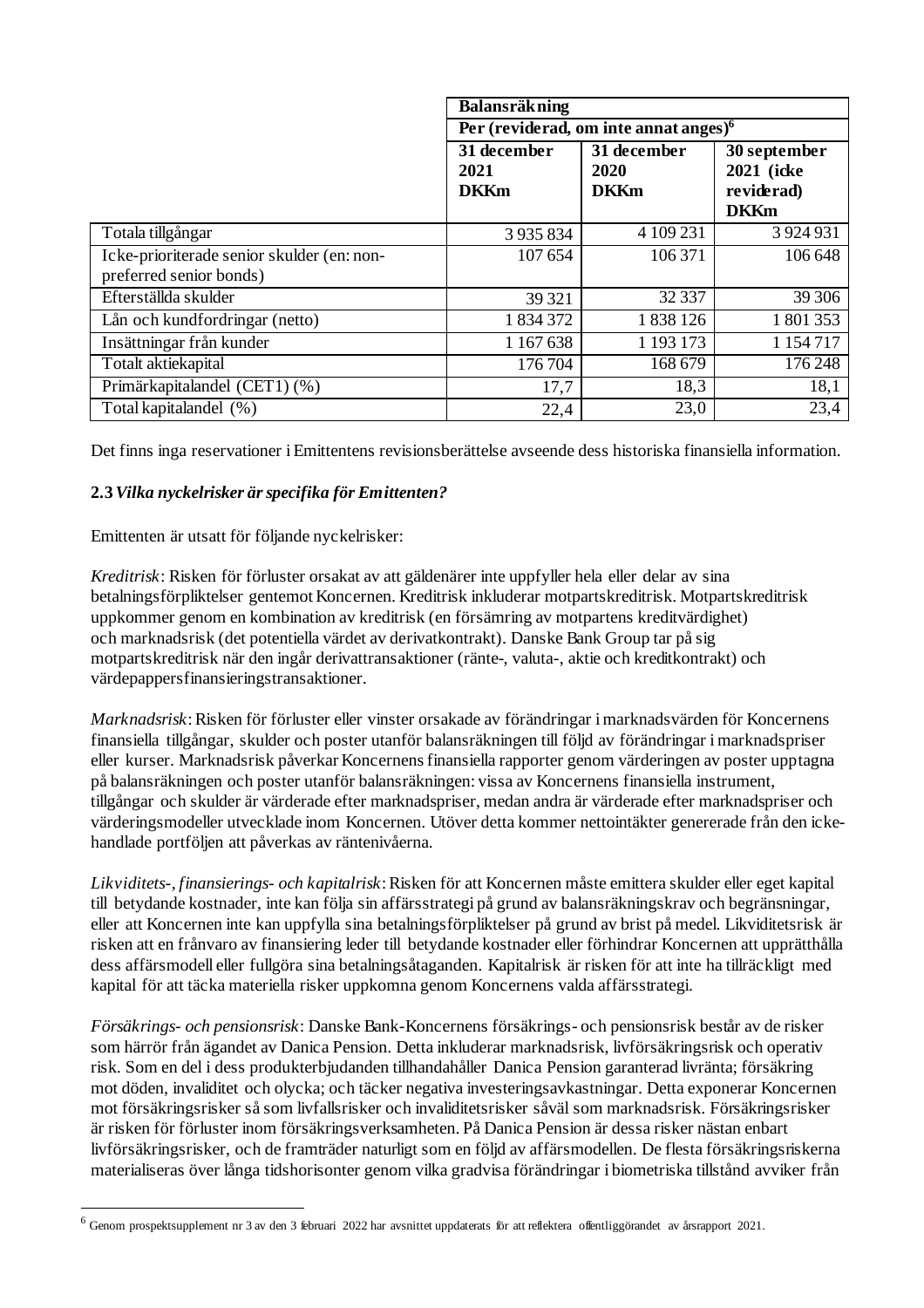| | Balansräkning | | |
|---|---|---|---|
| | Per (reviderad, om inte annat anges)[6] | | |
| | 31 december 2021 DKKm | 31 december 2020 DKKm | 30 september 2021 (icke reviderad) DKKm |
| Totala tillgångar | 3 935 834 | 4 109 231 | 3 924 931 |
| Icke-prioriterade senior skulder (en: non-preferred senior bonds) | 107 654 | 106 371 | 106 648 |
| Efterställda skulder | 39 321 | 32 337 | 39 306 |
| Lån och kundfordringar (netto) | 1 834 372 | 1 838 126 | 1 801 353 |
| Insättningar från kunder | 1 167 638 | 1 193 173 | 1 154 717 |
| Totalt aktiekapital | 176 704 | 168 679 | 176 248 |
| Primärkapitalandel (CET1) (%) | 17,7 | 18,3 | 18,1 |
| Total kapitalandel (%) | 22,4 | 23,0 | 23,4 |

Det finns inga reservationer i Emittentens revisionsberättelse avseende dess historiska finansiella information.

**2.3** ***Vilka nyckelrisker är specifika för Emittenten?***

Emittenten är utsatt för följande nyckelrisker:

*Kreditrisk*: Risken för förluster orsakat av att gäldenärer inte uppfyller hela eller delar av sina betalningsförpliktelser gentemot Koncernen. Kreditrisk inkluderar motpartskreditrisk. Motpartskreditrisk uppkommer genom en kombination av kreditrisk (en försämring av motpartens kreditvärdighet) och marknadsrisk (det potentiella värdet av derivatkontrakt). Danske Bank Group tar på sig motpartskreditrisk när den ingår derivattransaktioner (ränte-, valuta-, aktie och kreditkontrakt) och värdepappersfinansieringstransaktioner.

*Marknadsrisk*: Risken för förluster eller vinster orsakade av förändringar i marknadsvärden för Koncernens finansiella tillgångar, skulder och poster utanför balansräkningen till följd av förändringar i marknadspriser eller kurser. Marknadsrisk påverkar Koncernens finansiella rapporter genom värderingen av poster upptagna på balansräkningen och poster utanför balansräkningen: vissa av Koncernens finansiella instrument, tillgångar och skulder är värderade efter marknadspriser, medan andra är värderade efter marknadspriser och värderingsmodeller utvecklade inom Koncernen. Utöver detta kommer nettointäkter genererade från den icke-handlade portföljen att påverkas av räntenivåerna.

*Likviditets-, finansierings- och kapitalrisk*: Risken för att Koncernen måste emittera skulder eller eget kapital till betydande kostnader, inte kan följa sin affärsstrategi på grund av balansräkningskrav och begränsningar, eller att Koncernen inte kan uppfylla sina betalningsförpliktelser på grund av brist på medel. Likviditetsrisk är risken att en frånvaro av finansiering leder till betydande kostnader eller förhindrar Koncernen att upprätthålla dess affärsmodell eller fullgöra sina betalningsåtaganden. Kapitalrisk är risken för att inte ha tillräckligt med kapital för att täcka materiella risker uppkomna genom Koncernens valda affärsstrategi.

*Försäkrings- och pensionsrisk*: Danske Bank-Koncernens försäkrings- och pensionsrisk består av de risker som härrör från ägandet av Danica Pension. Detta inkluderar marknadsrisk, livförsäkringsrisk och operativ risk. Som en del i dess produkterbjudanden tillhandahåller Danica Pension garanterad livränta; försäkring mot döden, invaliditet och olycka; och täcker negativa investeringsavkastningar. Detta exponerar Koncernen mot försäkringsrisker så som livfallsrisker och invaliditetsrisker såväl som marknadsrisk. Försäkringsrisker är risken för förluster inom försäkringsverksamheten. På Danica Pension är dessa risker nästan enbart livförsäkringsrisker, och de framträder naturligt som en följd av affärsmodellen. De flesta försäkringsriskerna materialiseras över långa tidshorisonter genom vilka gradvisa förändringar i biometriska tillstånd avviker från

[6] Genom prospektsupplement nr 3 av den 3 februari 2022 har avsnittet uppdaterats för att reflektera offentliggörandet av årsrapport 2021.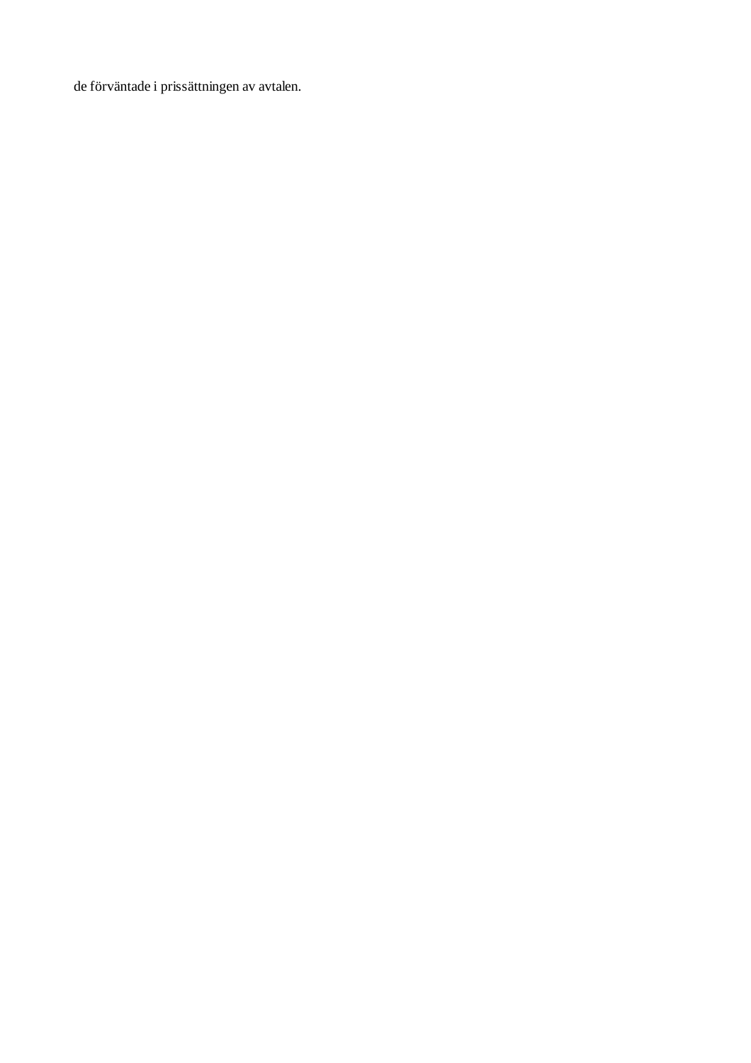de förväntade i prissättningen av avtalen.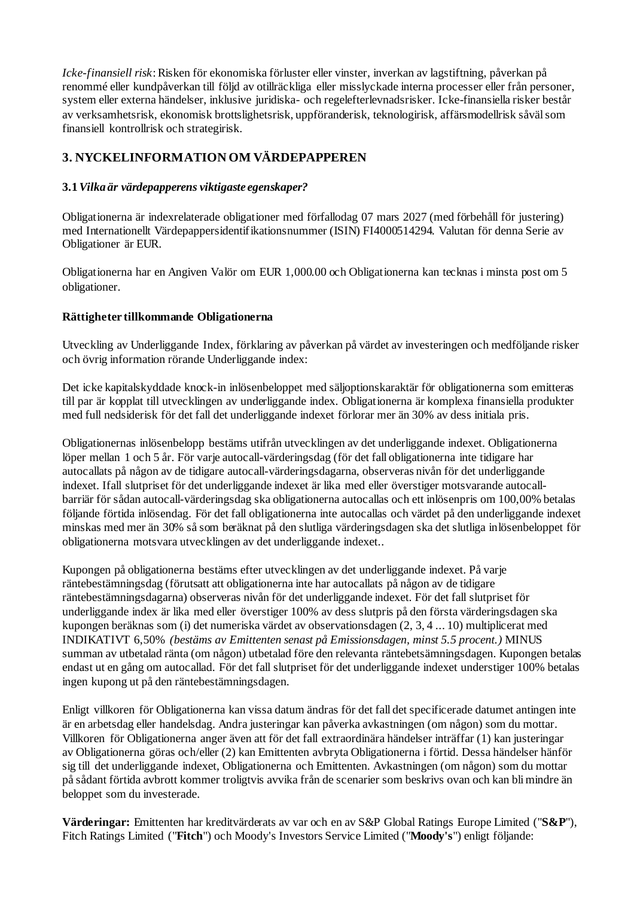*Icke-finansiell risk*: Risken för ekonomiska förluster eller vinster, inverkan av lagstiftning, påverkan på renommé eller kundpåverkan till följd av otillräckliga eller misslyckade interna processer eller från personer, system eller externa händelser, inklusive juridiska- och regelefterlevnadsrisker. Icke-finansiella risker består av verksamhetsrisk, ekonomisk brottslighetsrisk, uppföranderisk, teknologirisk, affärsmodellrisk såväl som finansiell kontrollrisk och strategirisk.

## 3. NYCKELINFORMATION OM VÄRDEPAPPEREN

### 3.1 *Vilka är värdepapperens viktigaste egenskaper?*

Obligationerna är indexrelaterade obligationer med förfallodag 07 mars 2027 (med förbehåll för justering) med Internationellt Värdepappersidentifikationsnummer (ISIN) FI4000514294. Valutan för denna Serie av Obligationer är EUR.

Obligationerna har en Angiven Valör om EUR 1,000.00 och Obligationerna kan tecknas i minsta post om 5 obligationer.

**Rättigheter tillkommande Obligationerna**

Utveckling av Underliggande Index, förklaring av påverkan på värdet av investeringen och medföljande risker och övrig information rörande Underliggande index:

Det icke kapitalskyddade knock-in inlösenbeloppet med säljoptionskaraktär för obligationerna som emitteras till par är kopplat till utvecklingen av underliggande index. Obligationerna är komplexa finansiella produkter med full nedsiderisk för det fall det underliggande indexet förlorar mer än 30% av dess initiala pris.

Obligationernas inlösenbelopp bestäms utifrån utvecklingen av det underliggande indexet. Obligationerna löper mellan 1 och 5 år. För varje autocall-värderingsdag (för det fall obligationerna inte tidigare har autocallats på någon av de tidigare autocall-värderingsdagarna, observeras nivån för det underliggande indexet. Ifall slutpriset för det underliggande indexet är lika med eller överstiger motsvarande autocall-barriär för sådan autocall-värderingsdag ska obligationerna autocallas och ett inlösenpris om 100,00% betalas följande förtida inlösendag. För det fall obligationerna inte autocallas och värdet på den underliggande indexet minskas med mer än 30% så som beräknat på den slutliga värderingsdagen ska det slutliga inlösenbeloppet för obligationerna motsvara utvecklingen av det underliggande indexet..

Kupongen på obligationerna bestäms efter utvecklingen av det underliggande indexet. På varje räntebestämningsdag (förutsatt att obligationerna inte har autocallats på någon av de tidigare räntebestämningsdagarna) observeras nivån för det underliggande indexet. För det fall slutpriset för underliggande index är lika med eller överstiger 100% av dess slutpris på den första värderingsdagen ska kupongen beräknas som (i) det numeriska värdet av observationsdagen (2, 3, 4 ... 10) multiplicerat med INDIKATIVT 6,50% *(bestäms av Emittenten senast på Emissionsdagen, minst 5.5 procent.)* MINUS summan av utbetalad ränta (om någon) utbetalad före den relevanta räntebetsämningsdagen. Kupongen betalas endast ut en gång om autocallad. För det fall slutpriset för det underliggande indexet understiger 100% betalas ingen kupong ut på den räntebestämningsdagen.

Enligt villkoren för Obligationerna kan vissa datum ändras för det fall det specificerade datumet antingen inte är en arbetsdag eller handelsdag. Andra justeringar kan påverka avkastningen (om någon) som du mottar. Villkoren för Obligationerna anger även att för det fall extraordinära händelser inträffar (1) kan justeringar av Obligationerna göras och/eller (2) kan Emittenten avbryta Obligationerna i förtid. Dessa händelser hänför sig till det underliggande indexet, Obligationerna och Emittenten. Avkastningen (om någon) som du mottar på sådant förtida avbrott kommer troligtvis avvika från de scenarier som beskrivs ovan och kan bli mindre än beloppet som du investerade.

**Värderingar:** Emittenten har kreditvärderats av var och en av S&P Global Ratings Europe Limited ("**S&P**"), Fitch Ratings Limited ("**Fitch**") och Moody's Investors Service Limited ("**Moody's**") enligt följande: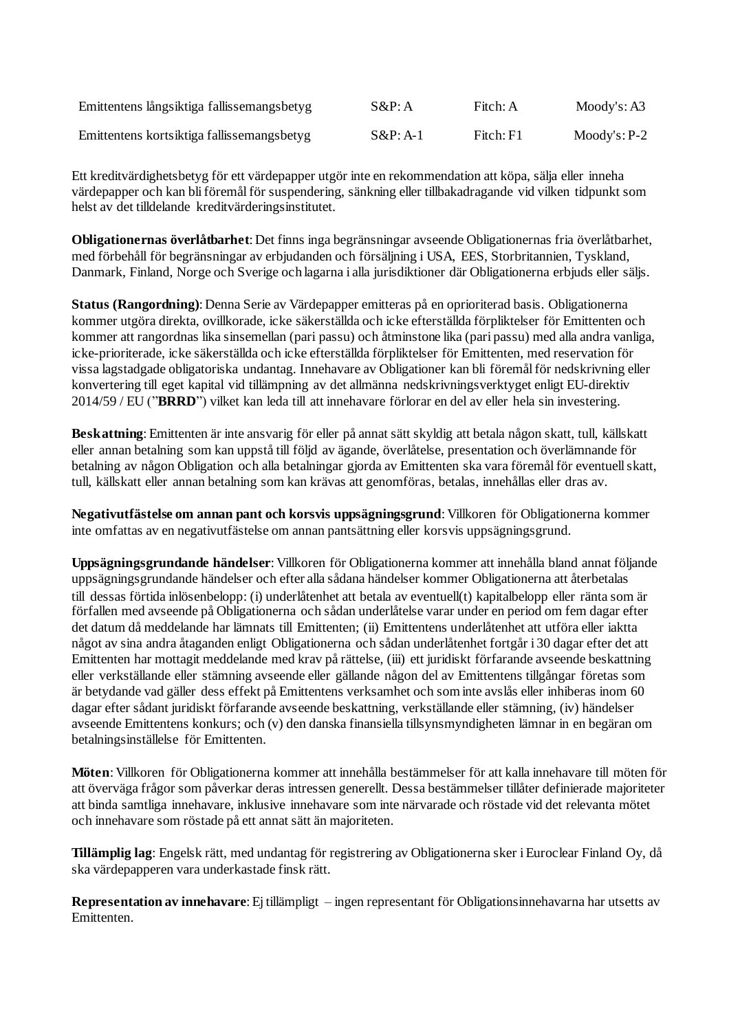| | | | |
|---|---|---|---|
| Emittentens långsiktiga fallissemangsbetyg | S&P: A | Fitch: A | Moody's: A3 |
| Emittentens kortsiktiga fallissemangsbetyg | S&P: A-1 | Fitch: F1 | Moody's: P-2 |

Ett kreditvärdighetsbetyg för ett värdepapper utgör inte en rekommendation att köpa, sälja eller inneha värdepapper och kan bli föremål för suspendering, sänkning eller tillbakadragande vid vilken tidpunkt som helst av det tilldelande kreditvärderingsinstitutet.

**Obligationernas överlåtbarhet**: Det finns inga begränsningar avseende Obligationernas fria överlåtbarhet, med förbehåll för begränsningar av erbjudanden och försäljning i USA, EES, Storbritannien, Tyskland, Danmark, Finland, Norge och Sverige och lagarna i alla jurisdiktioner där Obligationerna erbjuds eller säljs.

**Status (Rangordning)**: Denna Serie av Värdepapper emitteras på en oprioriterad basis. Obligationerna kommer utgöra direkta, ovillkorade, icke säkerställda och icke efterställda förpliktelser för Emittenten och kommer att rangordnas lika sinsemellan (pari passu) och åtminstone lika (pari passu) med alla andra vanliga, icke-prioriterade, icke säkerställda och icke efterställda förpliktelser för Emittenten, med reservation för vissa lagstadgade obligatoriska undantag. Innehavare av Obligationer kan bli föremål för nedskrivning eller konvertering till eget kapital vid tillämpning av det allmänna nedskrivningsverktyget enligt EU-direktiv 2014/59 / EU ("**BRRD**") vilket kan leda till att innehavare förlorar en del av eller hela sin investering.

**Beskattning**: Emittenten är inte ansvarig för eller på annat sätt skyldig att betala någon skatt, tull, källskatt eller annan betalning som kan uppstå till följd av ägande, överlåtelse, presentation och överlämnande för betalning av någon Obligation och alla betalningar gjorda av Emittenten ska vara föremål för eventuell skatt, tull, källskatt eller annan betalning som kan krävas att genomföras, betalas, innehållas eller dras av.

**Negativutfästelse om annan pant och korsvis uppsägningsgrund**: Villkoren för Obligationerna kommer inte omfattas av en negativutfästelse om annan pantsättning eller korsvis uppsägningsgrund.

**Uppsägningsgrundande händelser**: Villkoren för Obligationerna kommer att innehålla bland annat följande uppsägningsgrundande händelser och efter alla sådana händelser kommer Obligationerna att återbetalas till dessas förtida inlösenbelopp: (i) underlåtenhet att betala av eventuell(t) kapitalbelopp eller ränta som är förfallen med avseende på Obligationerna och sådan underlåtelse varar under en period om fem dagar efter det datum då meddelande har lämnats till Emittenten; (ii) Emittentens underlåtenhet att utföra eller iaktta något av sina andra åtaganden enligt Obligationerna och sådan underlåtenhet fortgår i 30 dagar efter det att Emittenten har mottagit meddelande med krav på rättelse, (iii) ett juridiskt förfarande avseende beskattning eller verkställande eller stämning avseende eller gällande någon del av Emittentens tillgångar företas som är betydande vad gäller dess effekt på Emittentens verksamhet och som inte avslås eller inhiberas inom 60 dagar efter sådant juridiskt förfarande avseende beskattning, verkställande eller stämning, (iv) händelser avseende Emittentens konkurs; och (v) den danska finansiella tillsynsmyndigheten lämnar in en begäran om betalningsinställelse för Emittenten.

**Möten**: Villkoren för Obligationerna kommer att innehålla bestämmelser för att kalla innehavare till möten för att överväga frågor som påverkar deras intressen generellt. Dessa bestämmelser tillåter definierade majoriteter att binda samtliga innehavare, inklusive innehavare som inte närvarade och röstade vid det relevanta mötet och innehavare som röstade på ett annat sätt än majoriteten.

**Tillämplig lag**: Engelsk rätt, med undantag för registrering av Obligationerna sker i Euroclear Finland Oy, då ska värdepapperen vara underkastade finsk rätt.

**Representation av innehavare**: Ej tillämpligt – ingen representant för Obligationsinnehavarna har utsetts av Emittenten.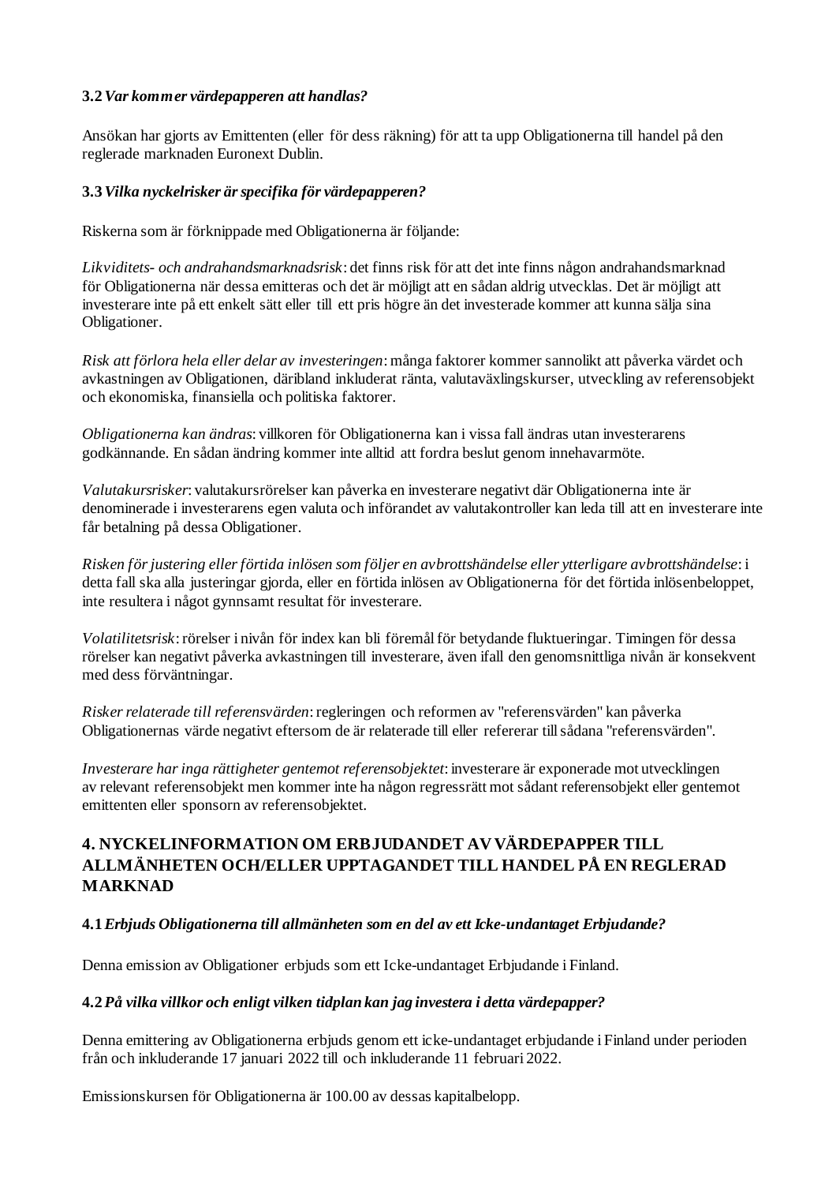**3.2** ***Var kommer värdepapperen att handlas?***

Ansökan har gjorts av Emittenten (eller för dess räkning) för att ta upp Obligationerna till handel på den reglerade marknaden Euronext Dublin.

**3.3** ***Vilka nyckelrisker är specifika för värdepapperen?***

Riskerna som är förknippade med Obligationerna är följande:

*Likviditets- och andrahandsmarknadsrisk*: det finns risk för att det inte finns någon andrahandsmarknad för Obligationerna när dessa emitteras och det är möjligt att en sådan aldrig utvecklas. Det är möjligt att investerare inte på ett enkelt sätt eller till ett pris högre än det investerade kommer att kunna sälja sina Obligationer.

*Risk att förlora hela eller delar av investeringen*: många faktorer kommer sannolikt att påverka värdet och avkastningen av Obligationen, däribland inkluderat ränta, valutaväxlingskurser, utveckling av referensobjekt och ekonomiska, finansiella och politiska faktorer.

*Obligationerna kan ändras*: villkoren för Obligationerna kan i vissa fall ändras utan investerarens godkännande. En sådan ändring kommer inte alltid att fordra beslut genom innehavarmöte.

*Valutakursrisker*: valutakursrörelser kan påverka en investerare negativt där Obligationerna inte är denominerade i investerarens egen valuta och införandet av valutakontroller kan leda till att en investerare inte får betalning på dessa Obligationer.

*Risken för justering eller förtida inlösen som följer en avbrottshändelse eller ytterligare avbrottshändelse*: i detta fall ska alla justeringar gjorda, eller en förtida inlösen av Obligationerna för det förtida inlösenbeloppet, inte resultera i något gynnsamt resultat för investerare.

*Volatilitetsrisk*: rörelser i nivån för index kan bli föremål för betydande fluktueringar. Timingen för dessa rörelser kan negativt påverka avkastningen till investerare, även ifall den genomsnittliga nivån är konsekvent med dess förväntningar.

*Risker relaterade till referensvärden*: regleringen och reformen av "referensvärden" kan påverka Obligationernas värde negativt eftersom de är relaterade till eller refererar till sådana "referensvärden".

*Investerare har inga rättigheter gentemot referensobjektet*: investerare är exponerade mot utvecklingen av relevant referensobjekt men kommer inte ha någon regressrätt mot sådant referensobjekt eller gentemot emittenten eller sponsorn av referensobjektet.

## 4. NYCKELINFORMATION OM ERBJUDANDET AV VÄRDEPAPPER TILL ALLMÄNHETEN OCH/ELLER UPPTAGANDET TILL HANDEL PÅ EN REGLERAD MARKNAD

**4.1** ***Erbjuds Obligationerna till allmänheten som en del av ett Icke-undantaget Erbjudande?***

Denna emission av Obligationer erbjuds som ett Icke-undantaget Erbjudande i Finland.

**4.2** ***På vilka villkor och enligt vilken tidplan kan jag investera i detta värdepapper?***

Denna emittering av Obligationerna erbjuds genom ett icke-undantaget erbjudande i Finland under perioden från och inkluderande 17 januari 2022 till och inkluderande 11 februari 2022.

Emissionskursen för Obligationerna är 100.00 av dessas kapitalbelopp.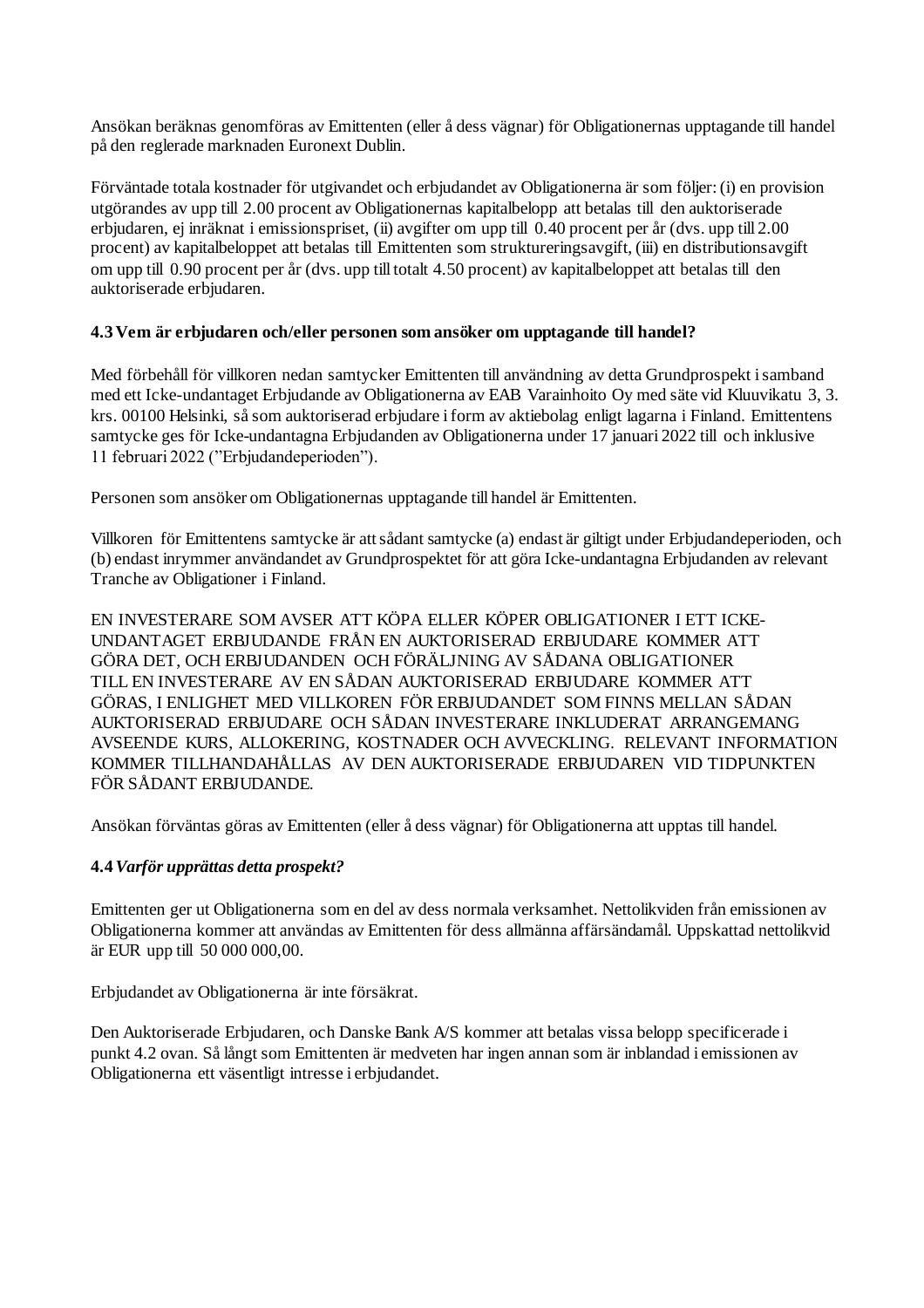Ansökan beräknas genomföras av Emittenten (eller å dess vägnar) för Obligationernas upptagande till handel på den reglerade marknaden Euronext Dublin.

Förväntade totala kostnader för utgivandet och erbjudandet av Obligationerna är som följer: (i) en provision utgörandes av upp till 2.00 procent av Obligationernas kapitalbelopp att betalas till den auktoriserade erbjudaren, ej inräknat i emissionspriset, (ii) avgifter om upp till 0.40 procent per år (dvs. upp till 2.00 procent) av kapitalbeloppet att betalas till Emittenten som struktureringsavgift, (iii) en distributionsavgift om upp till 0.90 procent per år (dvs. upp till totalt 4.50 procent) av kapitalbeloppet att betalas till den auktoriserade erbjudaren.

**4.3 Vem är erbjudaren och/eller personen som ansöker om upptagande till handel?**

Med förbehåll för villkoren nedan samtycker Emittenten till användning av detta Grundprospekt i samband med ett Icke-undantaget Erbjudande av Obligationerna av EAB Varainhoito Oy med säte vid Kluuvikatu 3, 3. krs. 00100 Helsinki, så som auktoriserad erbjudare i form av aktiebolag enligt lagarna i Finland. Emittentens samtycke ges för Icke-undantagna Erbjudanden av Obligationerna under 17 januari 2022 till och inklusive 11 februari 2022 (”Erbjudandeperioden”).

Personen som ansöker om Obligationernas upptagande till handel är Emittenten.

Villkoren för Emittentens samtycke är att sådant samtycke (a) endast är giltigt under Erbjudandeperioden, och (b) endast inrymmer användandet av Grundprospektet för att göra Icke-undantagna Erbjudanden av relevant Tranche av Obligationer i Finland.

EN INVESTERARE SOM AVSER ATT KÖPA ELLER KÖPER OBLIGATIONER I ETT ICKE-UNDANTAGET ERBJUDANDE FRÅN EN AUKTORISERAD ERBJUDARE KOMMER ATT GÖRA DET, OCH ERBJUDANDEN OCH FÖRÄLJNING AV SÅDANA OBLIGATIONER TILL EN INVESTERARE AV EN SÅDAN AUKTORISERAD ERBJUDARE KOMMER ATT GÖRAS, I ENLIGHET MED VILLKOREN FÖR ERBJUDANDET SOM FINNS MELLAN SÅDAN AUKTORISERAD ERBJUDARE OCH SÅDAN INVESTERARE INKLUDERAT ARRANGEMANG AVSEENDE KURS, ALLOKERING, KOSTNADER OCH AVVECKLING. RELEVANT INFORMATION KOMMER TILLHANDAHÅLLAS AV DEN AUKTORISERADE ERBJUDAREN VID TIDPUNKTEN FÖR SÅDANT ERBJUDANDE.

Ansökan förväntas göras av Emittenten (eller å dess vägnar) för Obligationerna att upptas till handel.

**4.4 *Varför upprättas detta prospekt?***

Emittenten ger ut Obligationerna som en del av dess normala verksamhet. Nettolikviden från emissionen av Obligationerna kommer att användas av Emittenten för dess allmänna affärsändamål. Uppskattad nettolikvid är EUR upp till 50 000 000,00.

Erbjudandet av Obligationerna är inte försäkrat.

Den Auktoriserade Erbjudaren, och Danske Bank A/S kommer att betalas vissa belopp specificerade i punkt 4.2 ovan. Så långt som Emittenten är medveten har ingen annan som är inblandad i emissionen av Obligationerna ett väsentligt intresse i erbjudandet.